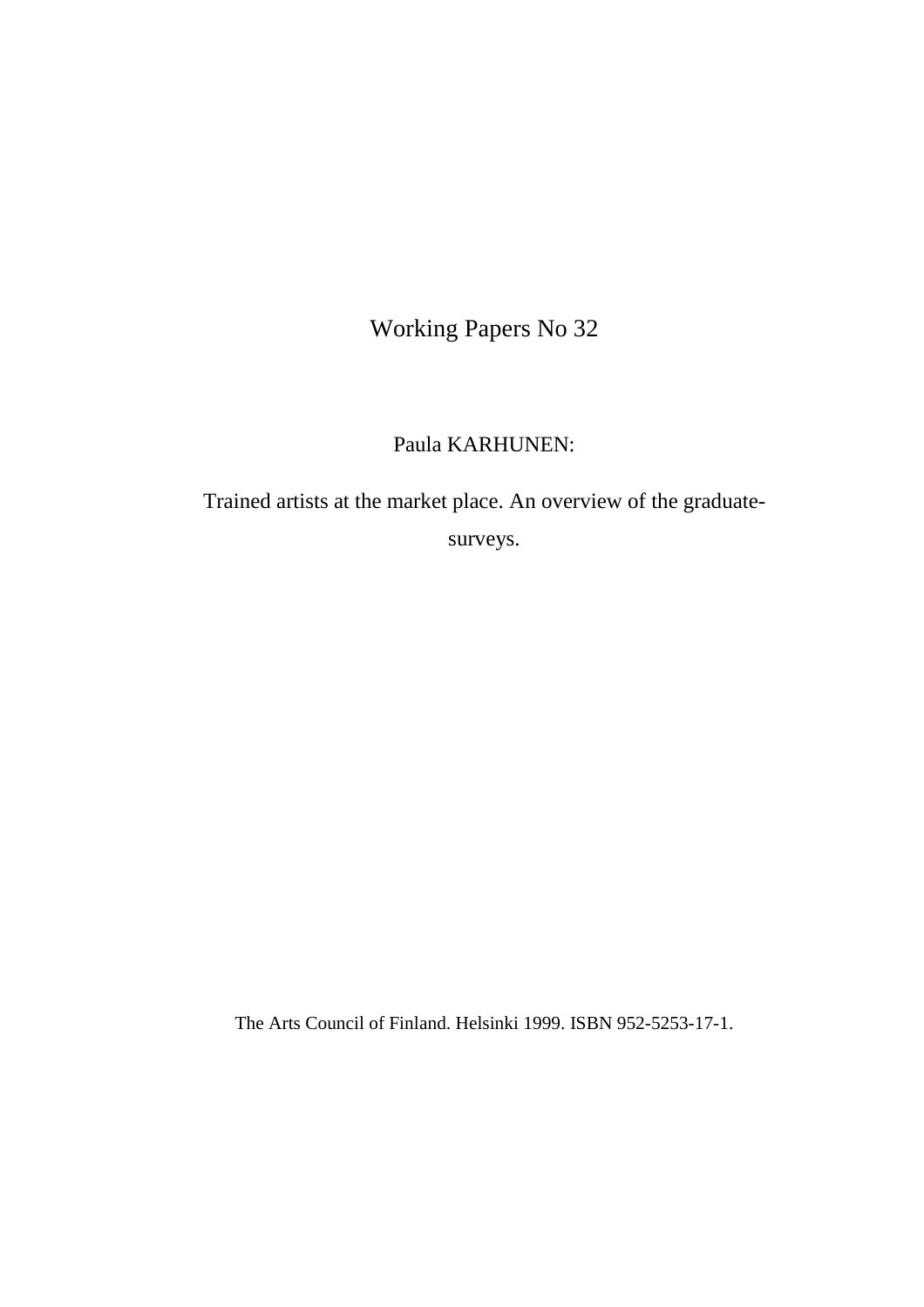Working Papers No 32

Paula KARHUNEN:

# Trained artists at the market place. An overview of the graduate-surveys.

The Arts Council of Finland. Helsinki 1999. ISBN 952-5253-17-1.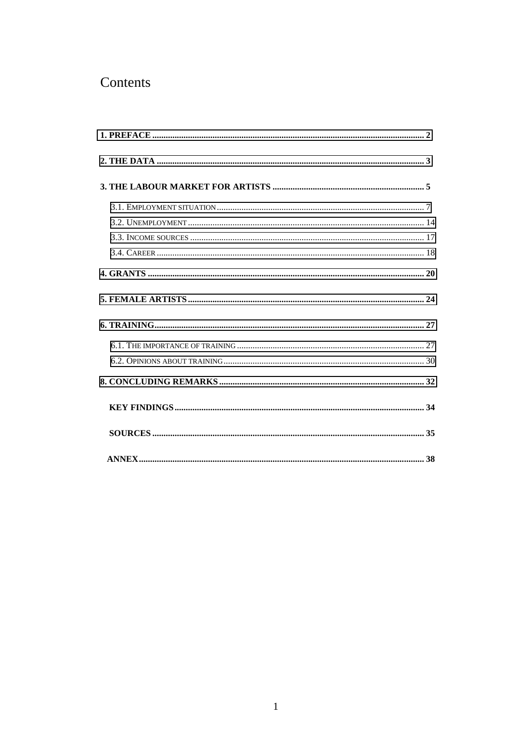# Contents

1. PREFACE ........................................................................................................................ 2

2. THE DATA ...................................................................................................................... 3

3. THE LABOUR MARKET FOR ARTISTS ................................................................... 5

   3.1. EMPLOYMENT SITUATION ............................................................................................ 7

   3.2. UNEMPLOYMENT ......................................................................................................... 14

   3.3. INCOME SOURCES ....................................................................................................... 17

   3.4. CAREER ...................................................................................................................... 18

4. GRANTS ......................................................................................................................... 20

5. FEMALE ARTISTS ........................................................................................................ 24

6. TRAINING ...................................................................................................................... 27

   6.1. THE IMPORTANCE OF TRAINING .................................................................................. 27

   6.2. OPINIONS ABOUT TRAINING ........................................................................................ 30

8. CONCLUDING REMARKS ........................................................................................... 32

KEY FINDINGS ................................................................................................................. 34

SOURCES .......................................................................................................................... 35

ANNEX ............................................................................................................................... 38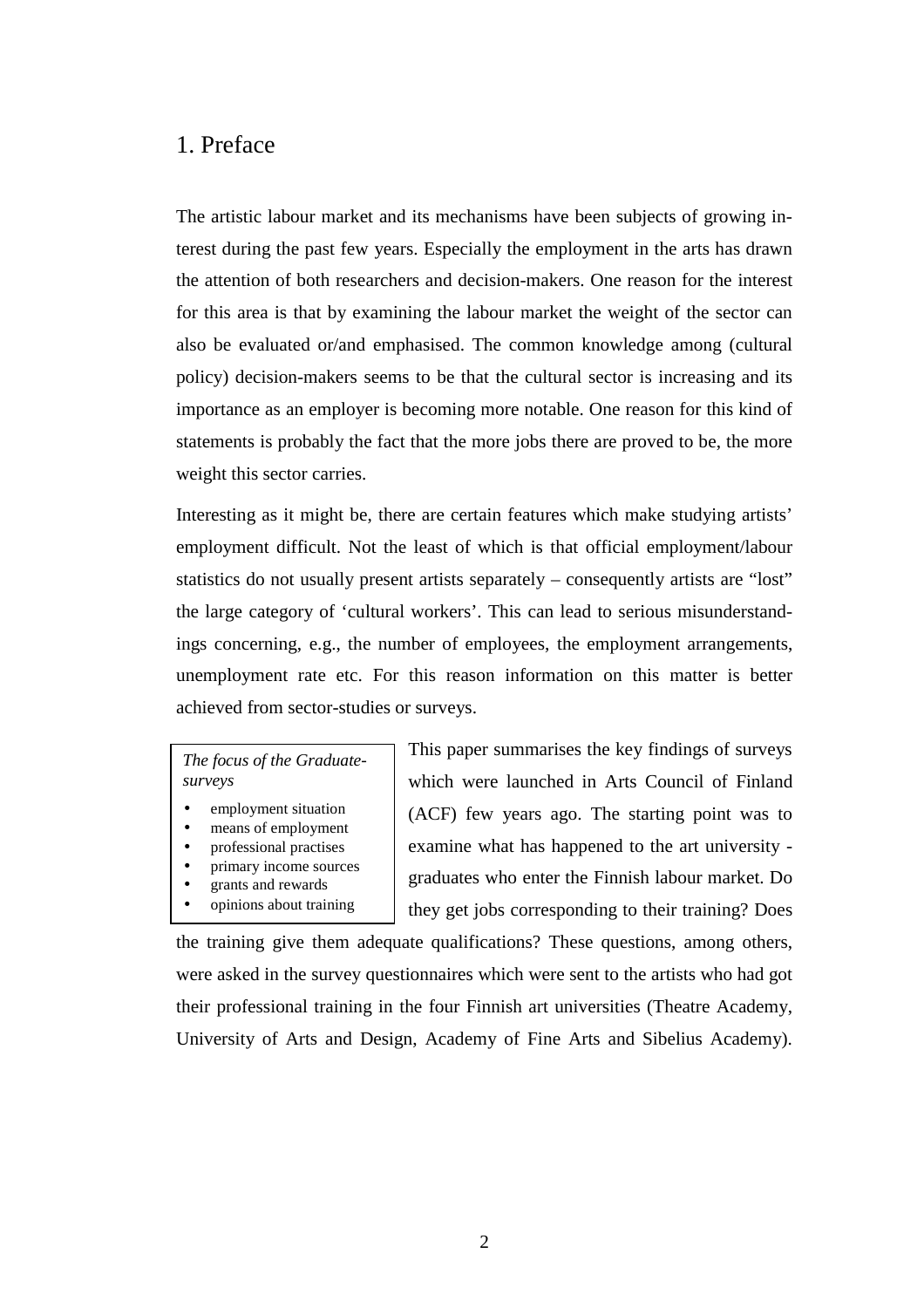# 1. Preface

The artistic labour market and its mechanisms have been subjects of growing interest during the past few years. Especially the employment in the arts has drawn the attention of both researchers and decision-makers. One reason for the interest for this area is that by examining the labour market the weight of the sector can also be evaluated or/and emphasised. The common knowledge among (cultural policy) decision-makers seems to be that the cultural sector is increasing and its importance as an employer is becoming more notable. One reason for this kind of statements is probably the fact that the more jobs there are proved to be, the more weight this sector carries.

Interesting as it might be, there are certain features which make studying artists' employment difficult. Not the least of which is that official employment/labour statistics do not usually present artists separately – consequently artists are "lost" the large category of 'cultural workers'. This can lead to serious misunderstandings concerning, e.g., the number of employees, the employment arrangements, unemployment rate etc. For this reason information on this matter is better achieved from sector-studies or surveys.

*The focus of the Graduate-surveys*

- employment situation
- means of employment
- professional practises
- primary income sources
- grants and rewards
- opinions about training

This paper summarises the key findings of surveys which were launched in Arts Council of Finland (ACF) few years ago. The starting point was to examine what has happened to the art university -graduates who enter the Finnish labour market. Do they get jobs corresponding to their training? Does the training give them adequate qualifications? These questions, among others, were asked in the survey questionnaires which were sent to the artists who had got their professional training in the four Finnish art universities (Theatre Academy, University of Arts and Design, Academy of Fine Arts and Sibelius Academy).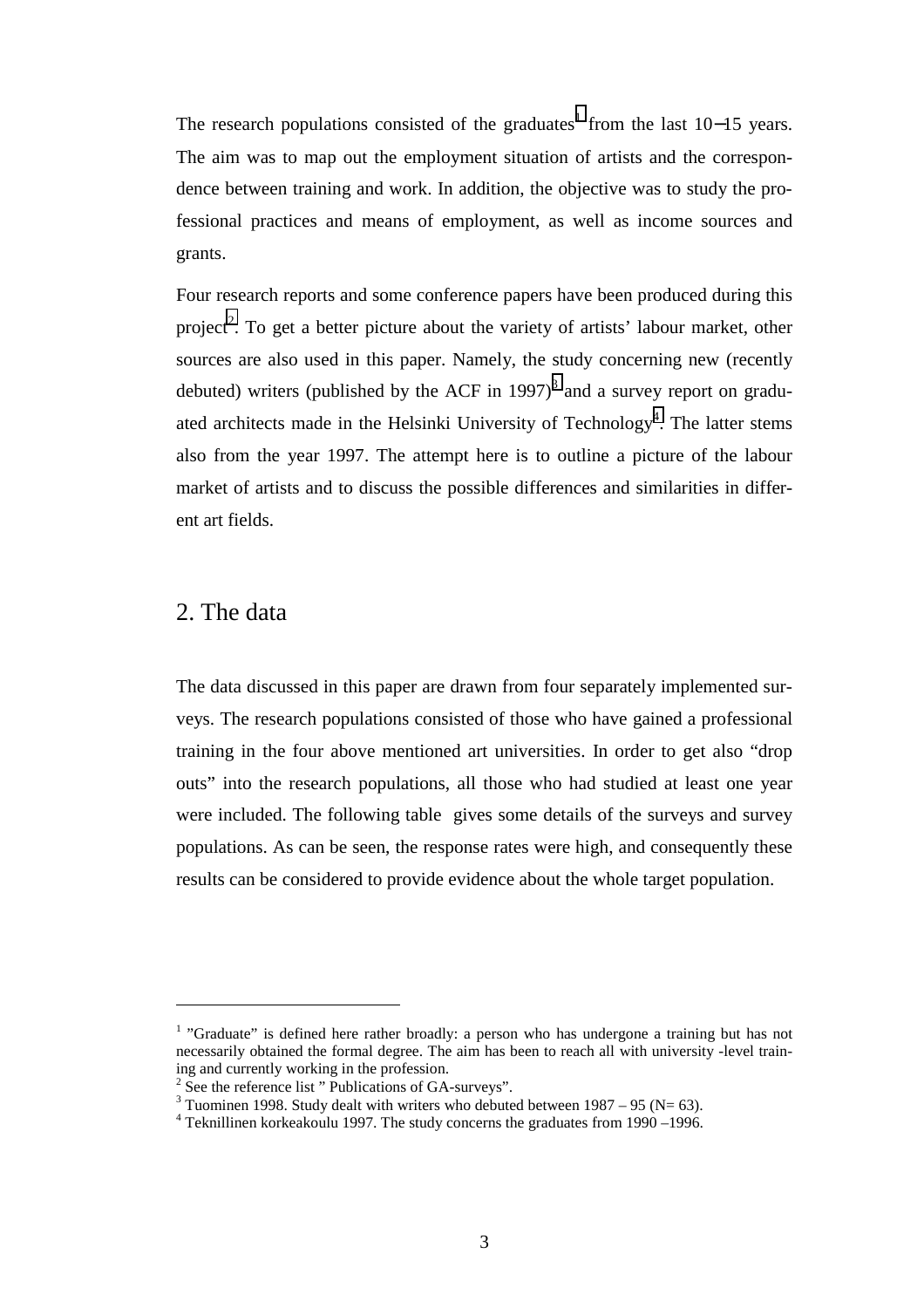The research populations consisted of the graduates[1] from the last 10−15 years. The aim was to map out the employment situation of artists and the correspondence between training and work. In addition, the objective was to study the professional practices and means of employment, as well as income sources and grants.

Four research reports and some conference papers have been produced during this project[2]. To get a better picture about the variety of artists' labour market, other sources are also used in this paper. Namely, the study concerning new (recently debuted) writers (published by the ACF in 1997)[3] and a survey report on graduated architects made in the Helsinki University of Technology[4]. The latter stems also from the year 1997. The attempt here is to outline a picture of the labour market of artists and to discuss the possible differences and similarities in different art fields.

## 2. The data

The data discussed in this paper are drawn from four separately implemented surveys. The research populations consisted of those who have gained a professional training in the four above mentioned art universities. In order to get also "drop outs" into the research populations, all those who had studied at least one year were included. The following table gives some details of the surveys and survey populations. As can be seen, the response rates were high, and consequently these results can be considered to provide evidence about the whole target population.

---

[1] "Graduate" is defined here rather broadly: a person who has undergone a training but has not necessarily obtained the formal degree. The aim has been to reach all with university -level training and currently working in the profession.

[2] See the reference list " Publications of GA-surveys".

[3] Tuominen 1998. Study dealt with writers who debuted between 1987 – 95 (N= 63).

[4] Teknillinen korkeakoulu 1997. The study concerns the graduates from 1990 –1996.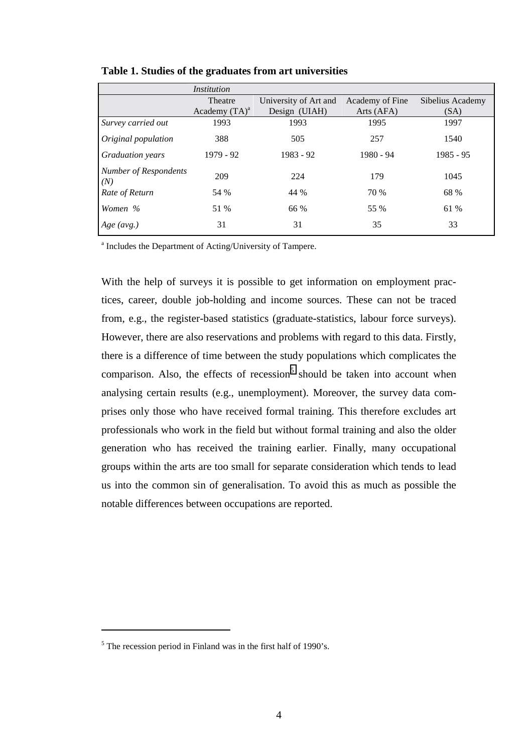**Table 1. Studies of the graduates from art universities**

| | *Institution* | | | |
|---|---|---|---|---|
| | Theatre Academy (TA)[a] | University of Art and Design (UIAH) | Academy of Fine Arts (AFA) | Sibelius Academy (SA) |
| *Survey carried out* | 1993 | 1993 | 1995 | 1997 |
| *Original population* | 388 | 505 | 257 | 1540 |
| *Graduation years* | 1979 - 92 | 1983 - 92 | 1980 - 94 | 1985 - 95 |
| *Number of Respondents (N)* | 209 | 224 | 179 | 1045 |
| *Rate of Return* | 54 % | 44 % | 70 % | 68 % |
| *Women %* | 51 % | 66 % | 55 % | 61 % |
| *Age (avg.)* | 31 | 31 | 35 | 33 |

[a] Includes the Department of Acting/University of Tampere.

With the help of surveys it is possible to get information on employment practices, career, double job-holding and income sources. These can not be traced from, e.g., the register-based statistics (graduate-statistics, labour force surveys). However, there are also reservations and problems with regard to this data. Firstly, there is a difference of time between the study populations which complicates the comparison. Also, the effects of recession[5] should be taken into account when analysing certain results (e.g., unemployment). Moreover, the survey data comprises only those who have received formal training. This therefore excludes art professionals who work in the field but without formal training and also the older generation who has received the training earlier. Finally, many occupational groups within the arts are too small for separate consideration which tends to lead us into the common sin of generalisation. To avoid this as much as possible the notable differences between occupations are reported.

[5] The recession period in Finland was in the first half of 1990's.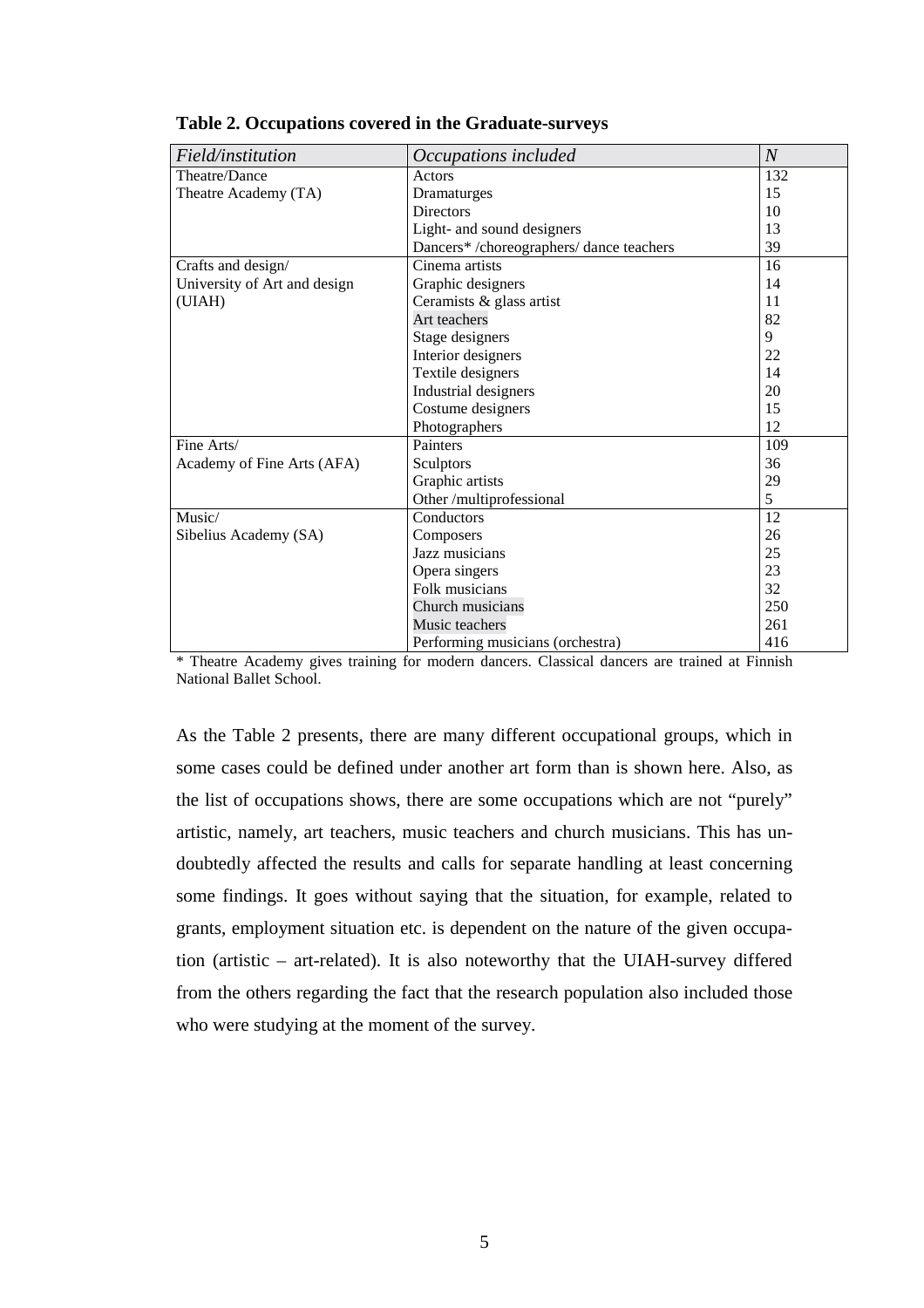**Table 2. Occupations covered in the Graduate-surveys**

| *Field/institution* | *Occupations included* | *N* |
|---|---|---|
| Theatre/Dance | Actors | 132 |
| Theatre Academy (TA) | Dramaturges | 15 |
| | Directors | 10 |
| | Light- and sound designers | 13 |
| | Dancers* /choreographers/ dance teachers | 39 |
| Crafts and design/ | Cinema artists | 16 |
| University of Art and design | Graphic designers | 14 |
| (UIAH) | Ceramists & glass artist | 11 |
| | Art teachers | 82 |
| | Stage designers | 9 |
| | Interior designers | 22 |
| | Textile designers | 14 |
| | Industrial designers | 20 |
| | Costume designers | 15 |
| | Photographers | 12 |
| Fine Arts/ | Painters | 109 |
| Academy of Fine Arts (AFA) | Sculptors | 36 |
| | Graphic artists | 29 |
| | Other /multiprofessional | 5 |
| Music/ | Conductors | 12 |
| Sibelius Academy (SA) | Composers | 26 |
| | Jazz musicians | 25 |
| | Opera singers | 23 |
| | Folk musicians | 32 |
| | Church musicians | 250 |
| | Music teachers | 261 |
| | Performing musicians (orchestra) | 416 |

* Theatre Academy gives training for modern dancers. Classical dancers are trained at Finnish National Ballet School.

As the Table 2 presents, there are many different occupational groups, which in some cases could be defined under another art form than is shown here. Also, as the list of occupations shows, there are some occupations which are not "purely" artistic, namely, art teachers, music teachers and church musicians. This has undoubtedly affected the results and calls for separate handling at least concerning some findings. It goes without saying that the situation, for example, related to grants, employment situation etc. is dependent on the nature of the given occupation (artistic – art-related). It is also noteworthy that the UIAH-survey differed from the others regarding the fact that the research population also included those who were studying at the moment of the survey.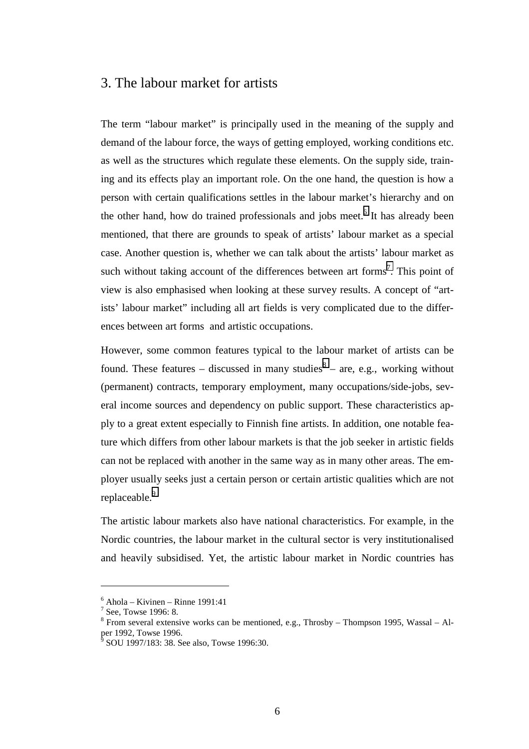## 3. The labour market for artists

The term "labour market" is principally used in the meaning of the supply and demand of the labour force, the ways of getting employed, working conditions etc. as well as the structures which regulate these elements. On the supply side, training and its effects play an important role. On the one hand, the question is how a person with certain qualifications settles in the labour market's hierarchy and on the other hand, how do trained professionals and jobs meet.[6] It has already been mentioned, that there are grounds to speak of artists' labour market as a special case. Another question is, whether we can talk about the artists' labour market as such without taking account of the differences between art forms[7]. This point of view is also emphasised when looking at these survey results. A concept of "artists' labour market" including all art fields is very complicated due to the differences between art forms and artistic occupations.

However, some common features typical to the labour market of artists can be found. These features – discussed in many studies[8] – are, e.g., working without (permanent) contracts, temporary employment, many occupations/side-jobs, several income sources and dependency on public support. These characteristics apply to a great extent especially to Finnish fine artists. In addition, one notable feature which differs from other labour markets is that the job seeker in artistic fields can not be replaced with another in the same way as in many other areas. The employer usually seeks just a certain person or certain artistic qualities which are not replaceable.[9]

The artistic labour markets also have national characteristics. For example, in the Nordic countries, the labour market in the cultural sector is very institutionalised and heavily subsidised. Yet, the artistic labour market in Nordic countries has

---

[6] Ahola – Kivinen – Rinne 1991:41

[7] See, Towse 1996: 8.

[8] From several extensive works can be mentioned, e.g., Throsby – Thompson 1995, Wassal – Alper 1992, Towse 1996.

[9] SOU 1997/183: 38. See also, Towse 1996:30.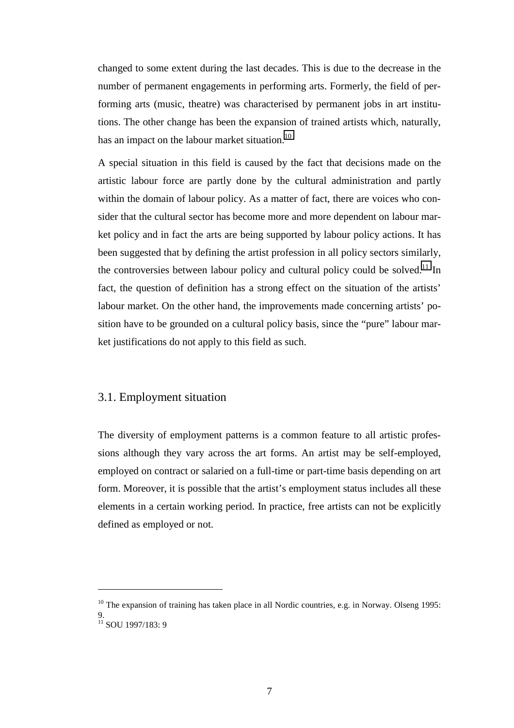changed to some extent during the last decades. This is due to the decrease in the number of permanent engagements in performing arts. Formerly, the field of performing arts (music, theatre) was characterised by permanent jobs in art institutions. The other change has been the expansion of trained artists which, naturally, has an impact on the labour market situation.[10]

A special situation in this field is caused by the fact that decisions made on the artistic labour force are partly done by the cultural administration and partly within the domain of labour policy. As a matter of fact, there are voices who consider that the cultural sector has become more and more dependent on labour market policy and in fact the arts are being supported by labour policy actions. It has been suggested that by defining the artist profession in all policy sectors similarly, the controversies between labour policy and cultural policy could be solved.[11] In fact, the question of definition has a strong effect on the situation of the artists' labour market. On the other hand, the improvements made concerning artists' position have to be grounded on a cultural policy basis, since the "pure" labour market justifications do not apply to this field as such.

## 3.1. Employment situation

The diversity of employment patterns is a common feature to all artistic professions although they vary across the art forms. An artist may be self-employed, employed on contract or salaried on a full-time or part-time basis depending on art form. Moreover, it is possible that the artist's employment status includes all these elements in a certain working period. In practice, free artists can not be explicitly defined as employed or not.

---

[10] The expansion of training has taken place in all Nordic countries, e.g. in Norway. Olseng 1995: 9.

[11] SOU 1997/183: 9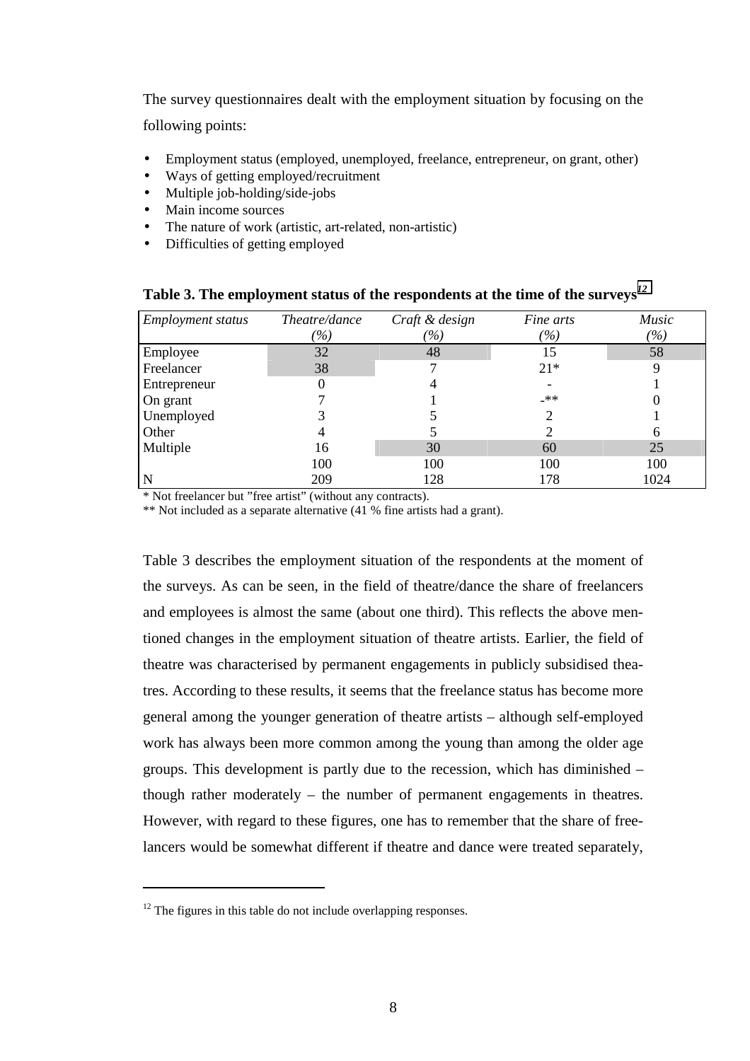The survey questionnaires dealt with the employment situation by focusing on the following points:

- Employment status (employed, unemployed, freelance, entrepreneur, on grant, other)
- Ways of getting employed/recruitment
- Multiple job-holding/side-jobs
- Main income sources
- The nature of work (artistic, art-related, non-artistic)
- Difficulties of getting employed

**Table 3. The employment status of the respondents at the time of the surveys[12]**

| *Employment status* | *Theatre/dance (%)* | *Craft & design (%)* | *Fine arts (%)* | *Music (%)* |
|---|---|---|---|---|
| Employee | 32 | 48 | 15 | 58 |
| Freelancer | 38 | 7 | 21* | 9 |
| Entrepreneur | 0 | 4 | - | 1 |
| On grant | 7 | 1 | -** | 0 |
| Unemployed | 3 | 5 | 2 | 1 |
| Other | 4 | 5 | 2 | 6 |
| Multiple | 16 | 30 | 60 | 25 |
| | 100 | 100 | 100 | 100 |
| N | 209 | 128 | 178 | 1024 |

* Not freelancer but "free artist" (without any contracts).

** Not included as a separate alternative (41 % fine artists had a grant).

Table 3 describes the employment situation of the respondents at the moment of the surveys. As can be seen, in the field of theatre/dance the share of freelancers and employees is almost the same (about one third). This reflects the above mentioned changes in the employment situation of theatre artists. Earlier, the field of theatre was characterised by permanent engagements in publicly subsidised theatres. According to these results, it seems that the freelance status has become more general among the younger generation of theatre artists – although self-employed work has always been more common among the young than among the older age groups. This development is partly due to the recession, which has diminished – though rather moderately – the number of permanent engagements in theatres. However, with regard to these figures, one has to remember that the share of freelancers would be somewhat different if theatre and dance were treated separately,

[12] The figures in this table do not include overlapping responses.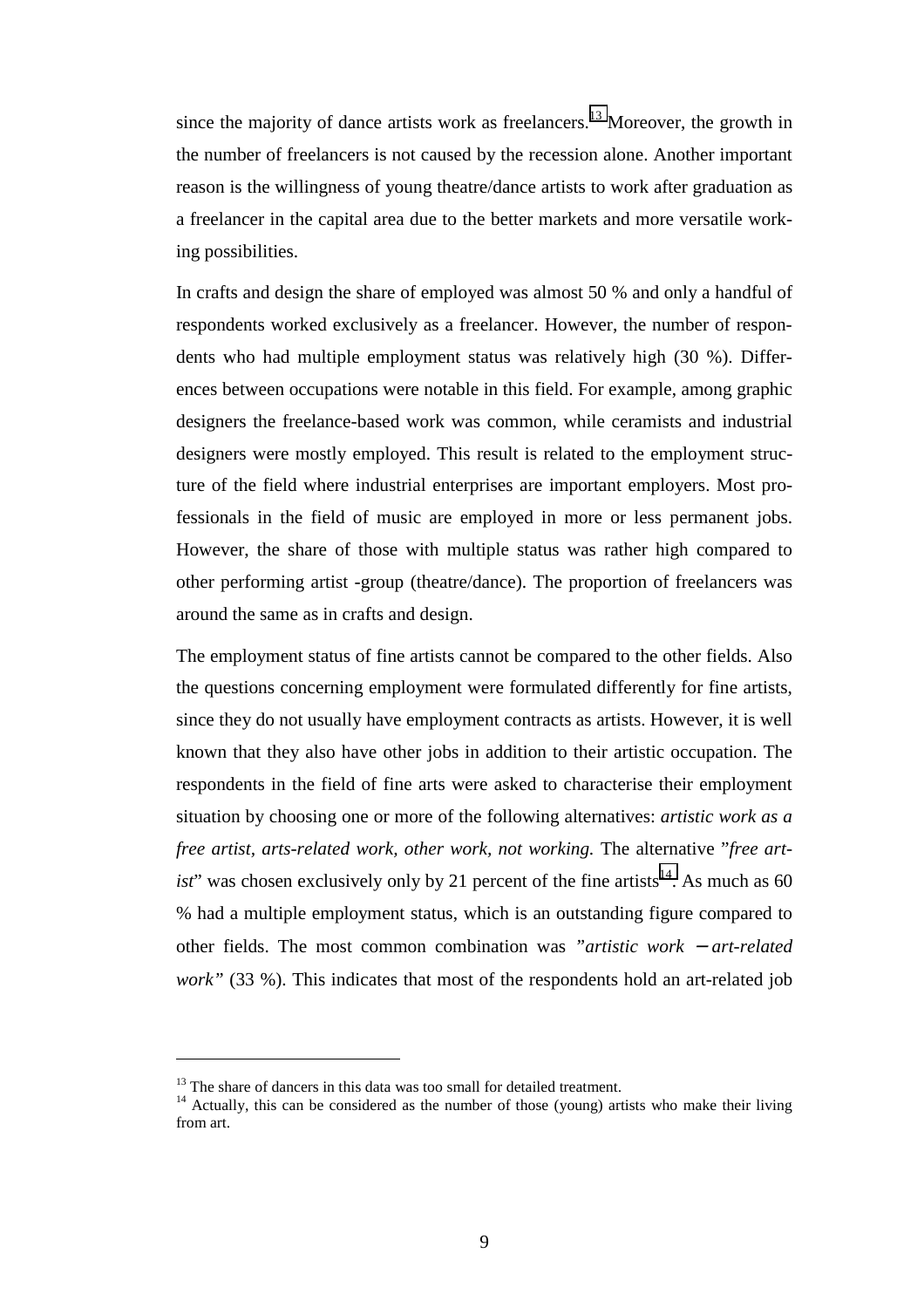since the majority of dance artists work as freelancers.[13] Moreover, the growth in the number of freelancers is not caused by the recession alone. Another important reason is the willingness of young theatre/dance artists to work after graduation as a freelancer in the capital area due to the better markets and more versatile working possibilities.

In crafts and design the share of employed was almost 50 % and only a handful of respondents worked exclusively as a freelancer. However, the number of respondents who had multiple employment status was relatively high (30 %). Differences between occupations were notable in this field. For example, among graphic designers the freelance-based work was common, while ceramists and industrial designers were mostly employed. This result is related to the employment structure of the field where industrial enterprises are important employers. Most professionals in the field of music are employed in more or less permanent jobs. However, the share of those with multiple status was rather high compared to other performing artist -group (theatre/dance). The proportion of freelancers was around the same as in crafts and design.

The employment status of fine artists cannot be compared to the other fields. Also the questions concerning employment were formulated differently for fine artists, since they do not usually have employment contracts as artists. However, it is well known that they also have other jobs in addition to their artistic occupation. The respondents in the field of fine arts were asked to characterise their employment situation by choosing one or more of the following alternatives: *artistic work as a free artist, arts-related work, other work, not working.* The alternative "*free artist*" was chosen exclusively only by 21 percent of the fine artists[14]. As much as 60 % had a multiple employment status, which is an outstanding figure compared to other fields. The most common combination was "*artistic work − art-related work*" (33 %). This indicates that most of the respondents hold an art-related job

[13] The share of dancers in this data was too small for detailed treatment.

[14] Actually, this can be considered as the number of those (young) artists who make their living from art.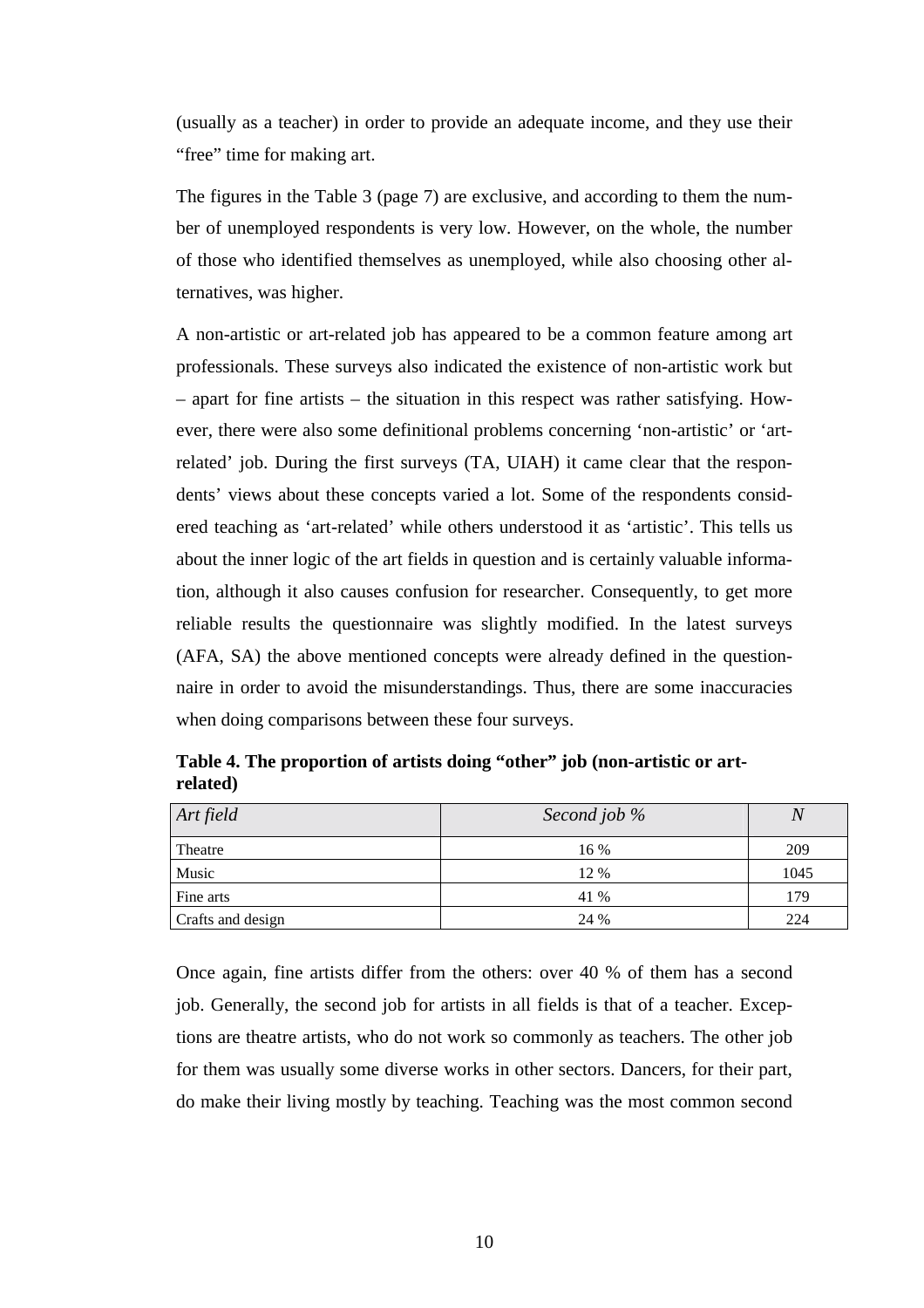(usually as a teacher) in order to provide an adequate income, and they use their "free" time for making art.

The figures in the Table 3 (page 7) are exclusive, and according to them the number of unemployed respondents is very low. However, on the whole, the number of those who identified themselves as unemployed, while also choosing other alternatives, was higher.

A non-artistic or art-related job has appeared to be a common feature among art professionals. These surveys also indicated the existence of non-artistic work but – apart for fine artists – the situation in this respect was rather satisfying. However, there were also some definitional problems concerning 'non-artistic' or 'art-related' job. During the first surveys (TA, UIAH) it came clear that the respondents' views about these concepts varied a lot. Some of the respondents considered teaching as 'art-related' while others understood it as 'artistic'. This tells us about the inner logic of the art fields in question and is certainly valuable information, although it also causes confusion for researcher. Consequently, to get more reliable results the questionnaire was slightly modified. In the latest surveys (AFA, SA) the above mentioned concepts were already defined in the questionnaire in order to avoid the misunderstandings. Thus, there are some inaccuracies when doing comparisons between these four surveys.

**Table 4. The proportion of artists doing "other" job (non-artistic or art-related)**

| *Art field* | *Second job %* | *N* |
|---|---|---|
| Theatre | 16 % | 209 |
| Music | 12 % | 1045 |
| Fine arts | 41 % | 179 |
| Crafts and design | 24 % | 224 |

Once again, fine artists differ from the others: over 40 % of them has a second job. Generally, the second job for artists in all fields is that of a teacher. Exceptions are theatre artists, who do not work so commonly as teachers. The other job for them was usually some diverse works in other sectors. Dancers, for their part, do make their living mostly by teaching. Teaching was the most common second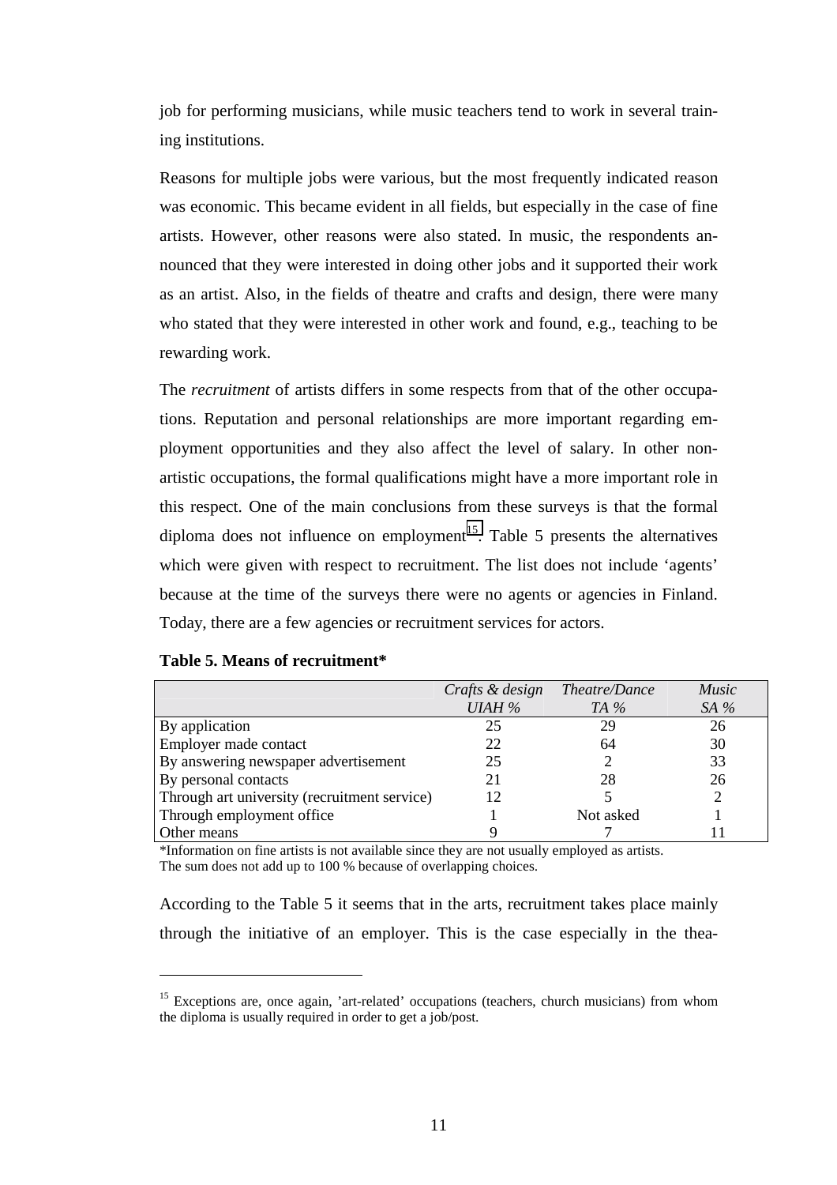job for performing musicians, while music teachers tend to work in several training institutions.

Reasons for multiple jobs were various, but the most frequently indicated reason was economic. This became evident in all fields, but especially in the case of fine artists. However, other reasons were also stated. In music, the respondents announced that they were interested in doing other jobs and it supported their work as an artist. Also, in the fields of theatre and crafts and design, there were many who stated that they were interested in other work and found, e.g., teaching to be rewarding work.

The *recruitment* of artists differs in some respects from that of the other occupations. Reputation and personal relationships are more important regarding employment opportunities and they also affect the level of salary. In other non-artistic occupations, the formal qualifications might have a more important role in this respect. One of the main conclusions from these surveys is that the formal diploma does not influence on employment[15]. Table 5 presents the alternatives which were given with respect to recruitment. The list does not include 'agents' because at the time of the surveys there were no agents or agencies in Finland. Today, there are a few agencies or recruitment services for actors.

**Table 5. Means of recruitment***

| | *Crafts & design* *UIAH %* | *Theatre/Dance* *TA %* | *Music* *SA %* |
|---|---|---|---|
| By application | 25 | 29 | 26 |
| Employer made contact | 22 | 64 | 30 |
| By answering newspaper advertisement | 25 | 2 | 33 |
| By personal contacts | 21 | 28 | 26 |
| Through art university (recruitment service) | 12 | 5 | 2 |
| Through employment office | 1 | Not asked | 1 |
| Other means | 9 | 7 | 11 |

*Information on fine artists is not available since they are not usually employed as artists.
The sum does not add up to 100 % because of overlapping choices.

According to the Table 5 it seems that in the arts, recruitment takes place mainly through the initiative of an employer. This is the case especially in the thea-

[15] Exceptions are, once again, 'art-related' occupations (teachers, church musicians) from whom the diploma is usually required in order to get a job/post.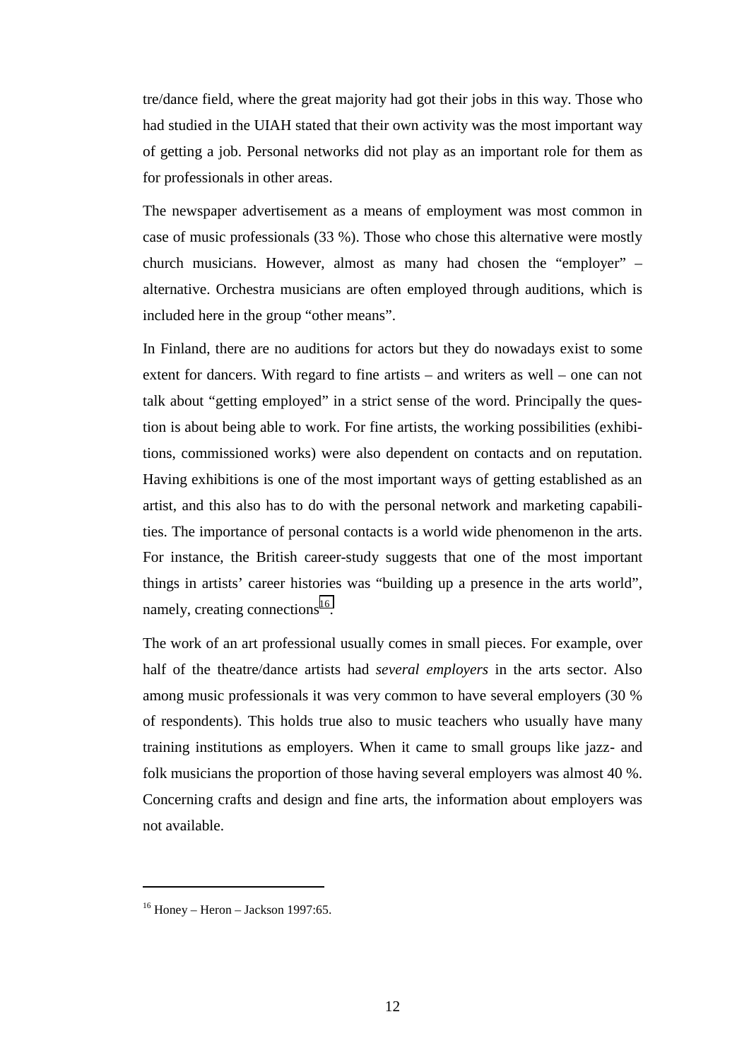tre/dance field, where the great majority had got their jobs in this way. Those who had studied in the UIAH stated that their own activity was the most important way of getting a job. Personal networks did not play as an important role for them as for professionals in other areas.

The newspaper advertisement as a means of employment was most common in case of music professionals (33 %). Those who chose this alternative were mostly church musicians. However, almost as many had chosen the "employer" – alternative. Orchestra musicians are often employed through auditions, which is included here in the group "other means".

In Finland, there are no auditions for actors but they do nowadays exist to some extent for dancers. With regard to fine artists – and writers as well – one can not talk about "getting employed" in a strict sense of the word. Principally the question is about being able to work. For fine artists, the working possibilities (exhibitions, commissioned works) were also dependent on contacts and on reputation. Having exhibitions is one of the most important ways of getting established as an artist, and this also has to do with the personal network and marketing capabilities. The importance of personal contacts is a world wide phenomenon in the arts. For instance, the British career-study suggests that one of the most important things in artists' career histories was "building up a presence in the arts world", namely, creating connections[16].

The work of an art professional usually comes in small pieces. For example, over half of the theatre/dance artists had *several employers* in the arts sector. Also among music professionals it was very common to have several employers (30 % of respondents). This holds true also to music teachers who usually have many training institutions as employers. When it came to small groups like jazz- and folk musicians the proportion of those having several employers was almost 40 %. Concerning crafts and design and fine arts, the information about employers was not available.

---

[16] Honey – Heron – Jackson 1997:65.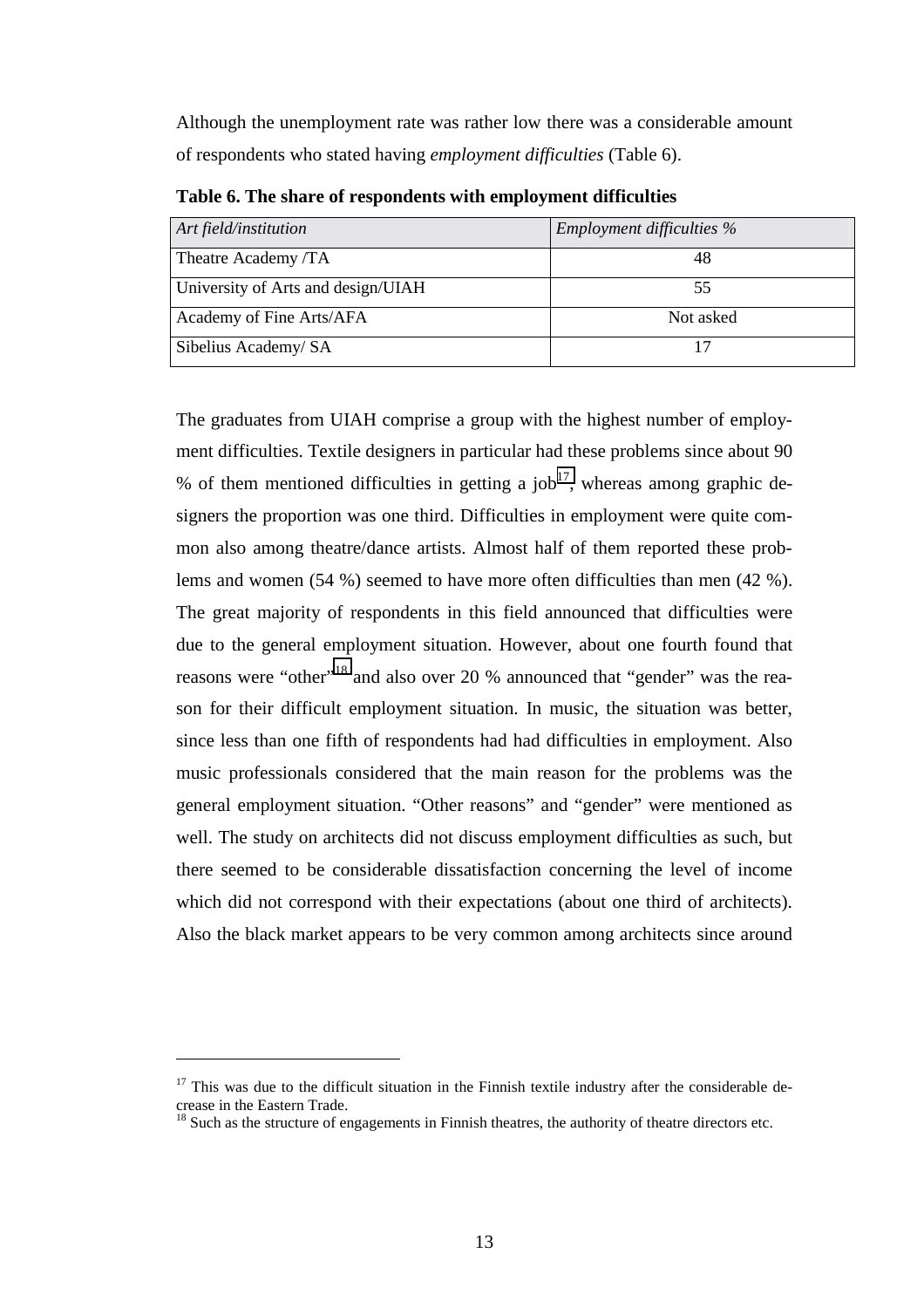Although the unemployment rate was rather low there was a considerable amount of respondents who stated having *employment difficulties* (Table 6).

**Table 6. The share of respondents with employment difficulties**

| *Art field/institution* | *Employment difficulties %* |
|---|---|
| Theatre Academy /TA | 48 |
| University of Arts and design/UIAH | 55 |
| Academy of Fine Arts/AFA | Not asked |
| Sibelius Academy/ SA | 17 |

The graduates from UIAH comprise a group with the highest number of employment difficulties. Textile designers in particular had these problems since about 90 % of them mentioned difficulties in getting a job[17], whereas among graphic designers the proportion was one third. Difficulties in employment were quite common also among theatre/dance artists. Almost half of them reported these problems and women (54 %) seemed to have more often difficulties than men (42 %). The great majority of respondents in this field announced that difficulties were due to the general employment situation. However, about one fourth found that reasons were "other"[18] and also over 20 % announced that "gender" was the reason for their difficult employment situation. In music, the situation was better, since less than one fifth of respondents had had difficulties in employment. Also music professionals considered that the main reason for the problems was the general employment situation. "Other reasons" and "gender" were mentioned as well. The study on architects did not discuss employment difficulties as such, but there seemed to be considerable dissatisfaction concerning the level of income which did not correspond with their expectations (about one third of architects). Also the black market appears to be very common among architects since around

---

[17] This was due to the difficult situation in the Finnish textile industry after the considerable decrease in the Eastern Trade.

[18] Such as the structure of engagements in Finnish theatres, the authority of theatre directors etc.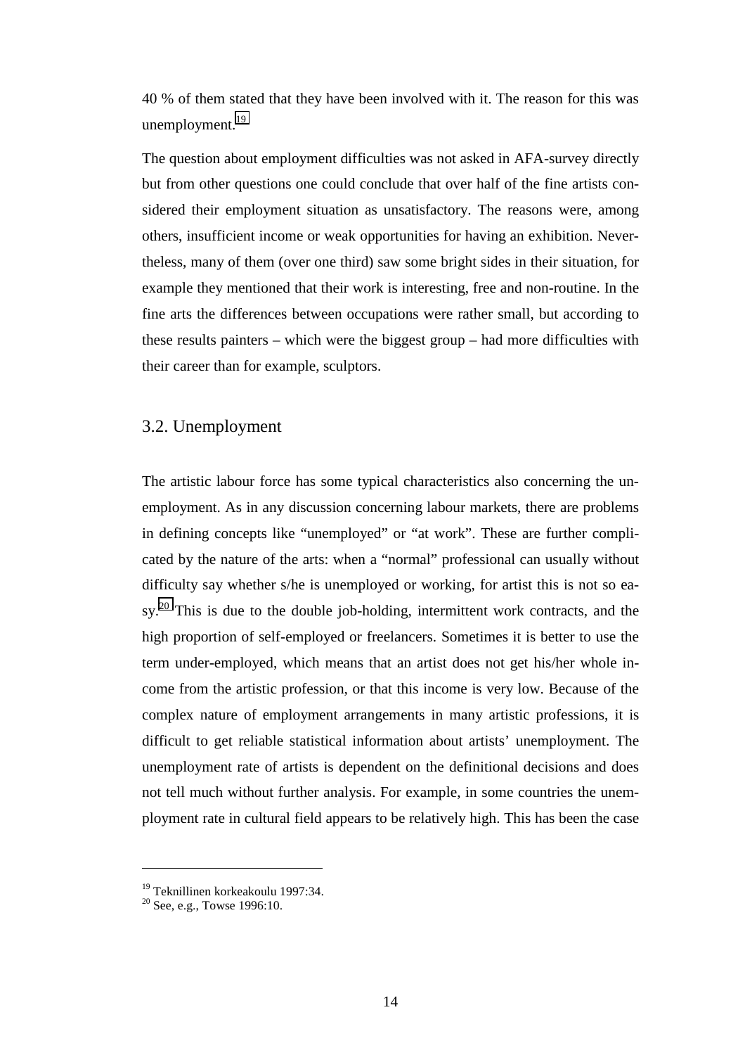40 % of them stated that they have been involved with it. The reason for this was unemployment.[19]

The question about employment difficulties was not asked in AFA-survey directly but from other questions one could conclude that over half of the fine artists considered their employment situation as unsatisfactory. The reasons were, among others, insufficient income or weak opportunities for having an exhibition. Nevertheless, many of them (over one third) saw some bright sides in their situation, for example they mentioned that their work is interesting, free and non-routine. In the fine arts the differences between occupations were rather small, but according to these results painters – which were the biggest group – had more difficulties with their career than for example, sculptors.

## 3.2. Unemployment

The artistic labour force has some typical characteristics also concerning the unemployment. As in any discussion concerning labour markets, there are problems in defining concepts like "unemployed" or "at work". These are further complicated by the nature of the arts: when a "normal" professional can usually without difficulty say whether s/he is unemployed or working, for artist this is not so easy.[20] This is due to the double job-holding, intermittent work contracts, and the high proportion of self-employed or freelancers. Sometimes it is better to use the term under-employed, which means that an artist does not get his/her whole income from the artistic profession, or that this income is very low. Because of the complex nature of employment arrangements in many artistic professions, it is difficult to get reliable statistical information about artists' unemployment. The unemployment rate of artists is dependent on the definitional decisions and does not tell much without further analysis. For example, in some countries the unemployment rate in cultural field appears to be relatively high. This has been the case

---

[19] Teknillinen korkeakoulu 1997:34.

[20] See, e.g., Towse 1996:10.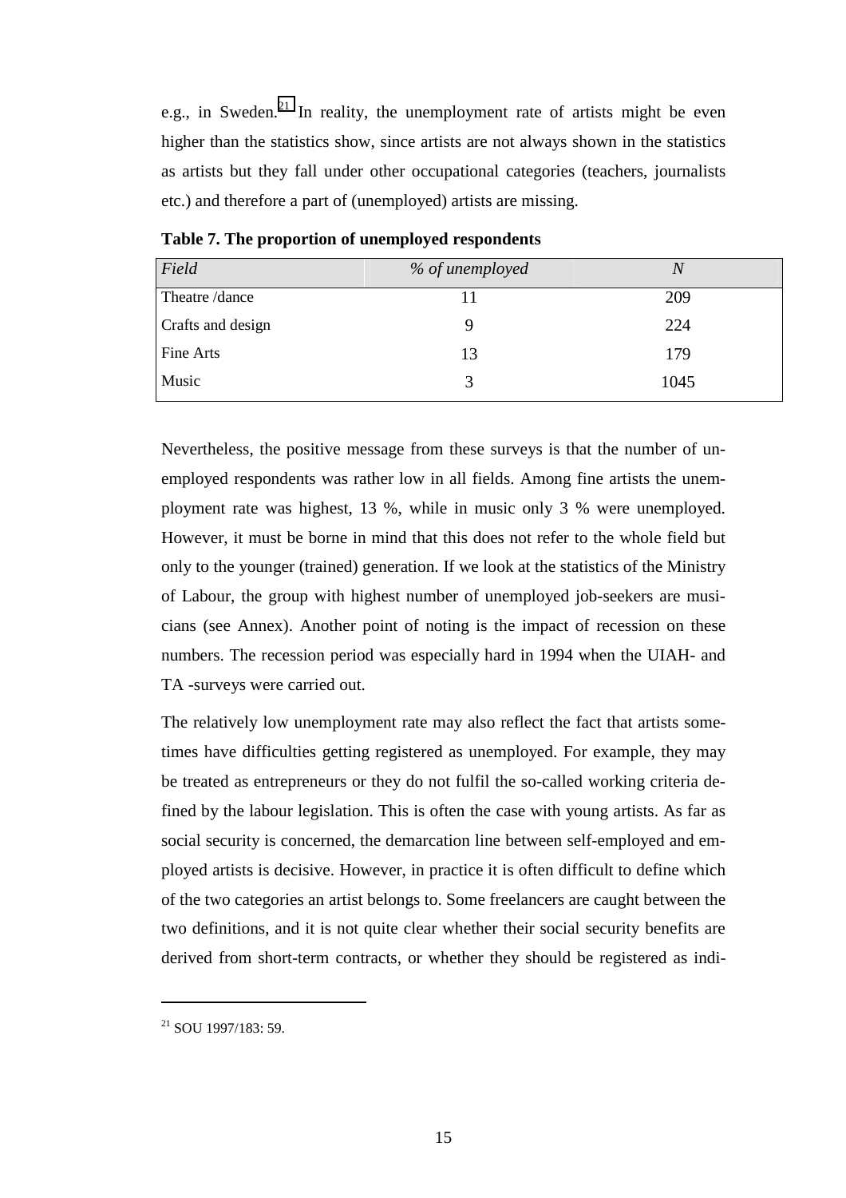e.g., in Sweden.[21] In reality, the unemployment rate of artists might be even higher than the statistics show, since artists are not always shown in the statistics as artists but they fall under other occupational categories (teachers, journalists etc.) and therefore a part of (unemployed) artists are missing.

**Table 7. The proportion of unemployed respondents**

| *Field* | *% of unemployed* | *N* |
|---|---|---|
| Theatre /dance | 11 | 209 |
| Crafts and design | 9 | 224 |
| Fine Arts | 13 | 179 |
| Music | 3 | 1045 |

Nevertheless, the positive message from these surveys is that the number of unemployed respondents was rather low in all fields. Among fine artists the unemployment rate was highest, 13 %, while in music only 3 % were unemployed. However, it must be borne in mind that this does not refer to the whole field but only to the younger (trained) generation. If we look at the statistics of the Ministry of Labour, the group with highest number of unemployed job-seekers are musicians (see Annex). Another point of noting is the impact of recession on these numbers. The recession period was especially hard in 1994 when the UIAH- and TA -surveys were carried out.

The relatively low unemployment rate may also reflect the fact that artists sometimes have difficulties getting registered as unemployed. For example, they may be treated as entrepreneurs or they do not fulfil the so-called working criteria defined by the labour legislation. This is often the case with young artists. As far as social security is concerned, the demarcation line between self-employed and employed artists is decisive. However, in practice it is often difficult to define which of the two categories an artist belongs to. Some freelancers are caught between the two definitions, and it is not quite clear whether their social security benefits are derived from short-term contracts, or whether they should be registered as indi-

[21] SOU 1997/183: 59.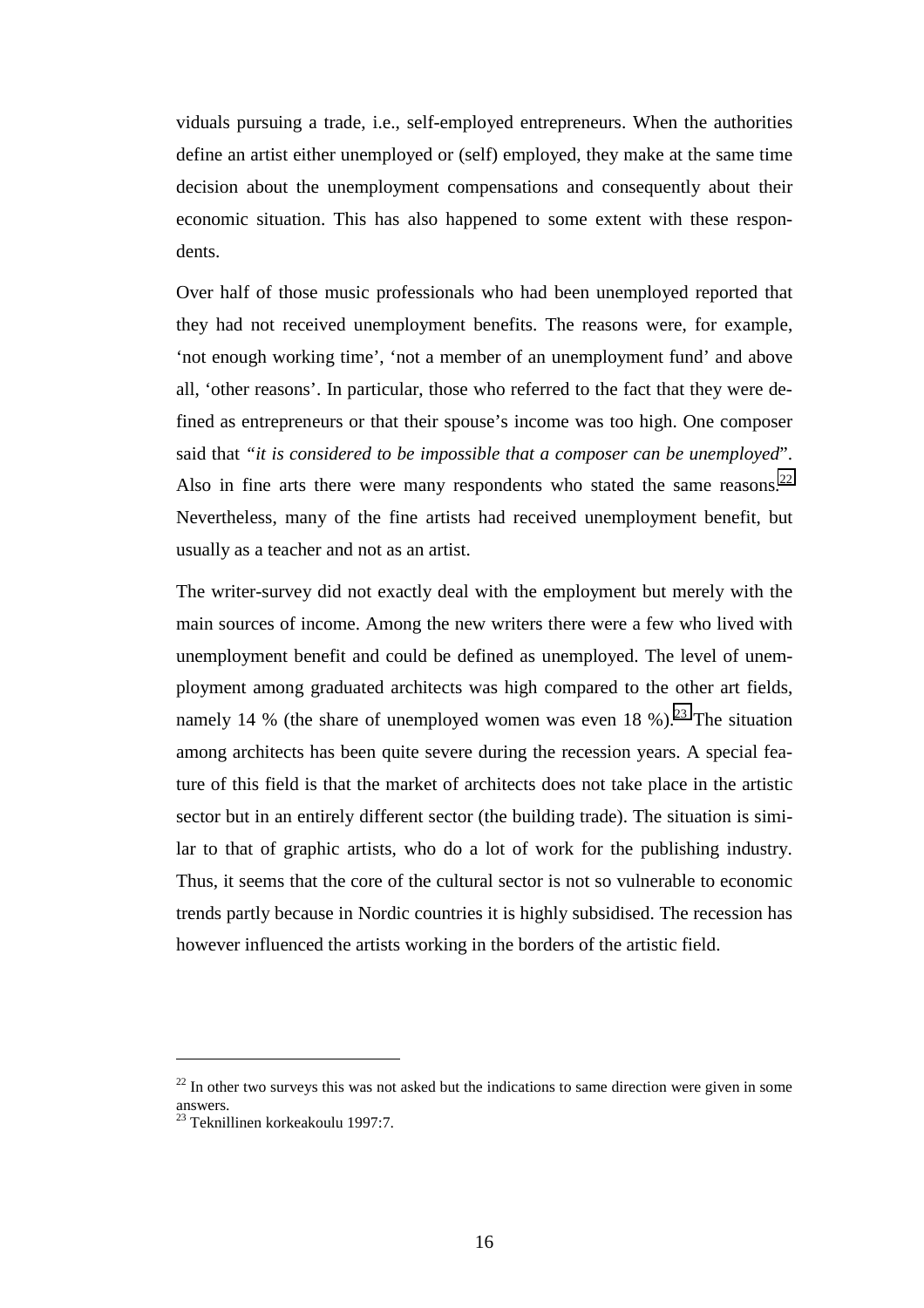viduals pursuing a trade, i.e., self-employed entrepreneurs. When the authorities define an artist either unemployed or (self) employed, they make at the same time decision about the unemployment compensations and consequently about their economic situation. This has also happened to some extent with these respondents.

Over half of those music professionals who had been unemployed reported that they had not received unemployment benefits. The reasons were, for example, 'not enough working time', 'not a member of an unemployment fund' and above all, 'other reasons'. In particular, those who referred to the fact that they were defined as entrepreneurs or that their spouse's income was too high. One composer said that *"it is considered to be impossible that a composer can be unemployed*". Also in fine arts there were many respondents who stated the same reasons.[22] Nevertheless, many of the fine artists had received unemployment benefit, but usually as a teacher and not as an artist.

The writer-survey did not exactly deal with the employment but merely with the main sources of income. Among the new writers there were a few who lived with unemployment benefit and could be defined as unemployed. The level of unemployment among graduated architects was high compared to the other art fields, namely 14 % (the share of unemployed women was even 18 %).[23] The situation among architects has been quite severe during the recession years. A special feature of this field is that the market of architects does not take place in the artistic sector but in an entirely different sector (the building trade). The situation is similar to that of graphic artists, who do a lot of work for the publishing industry. Thus, it seems that the core of the cultural sector is not so vulnerable to economic trends partly because in Nordic countries it is highly subsidised. The recession has however influenced the artists working in the borders of the artistic field.

---

[22] In other two surveys this was not asked but the indications to same direction were given in some answers.

[23] Teknillinen korkeakoulu 1997:7.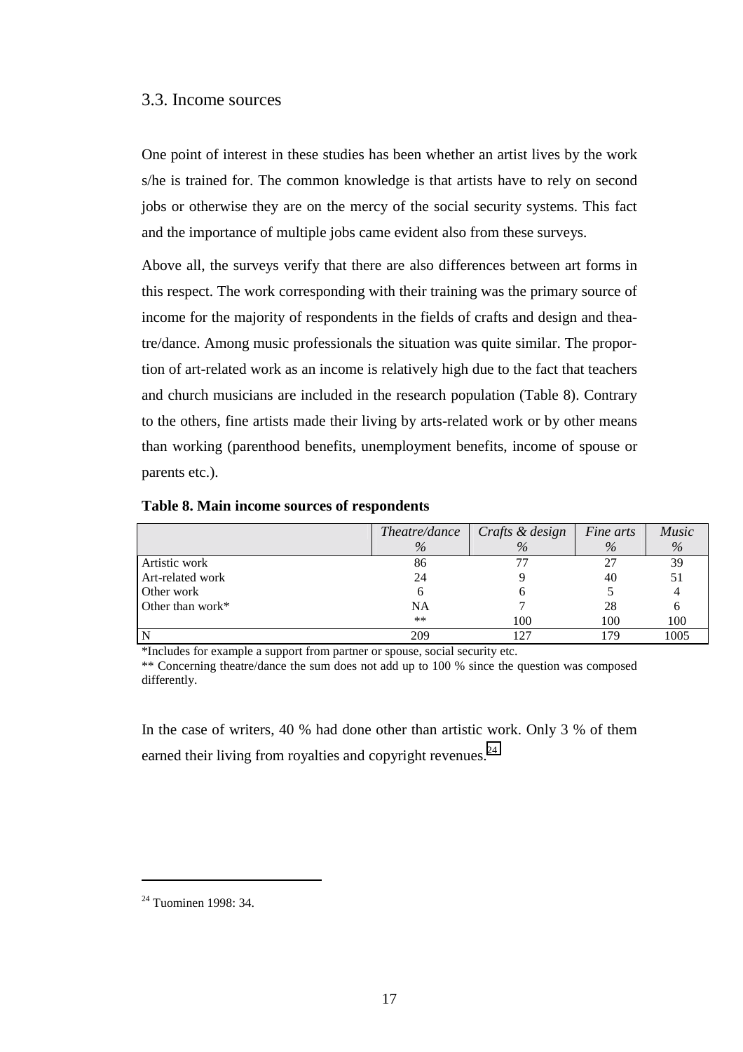## 3.3. Income sources

One point of interest in these studies has been whether an artist lives by the work s/he is trained for. The common knowledge is that artists have to rely on second jobs or otherwise they are on the mercy of the social security systems. This fact and the importance of multiple jobs came evident also from these surveys.

Above all, the surveys verify that there are also differences between art forms in this respect. The work corresponding with their training was the primary source of income for the majority of respondents in the fields of crafts and design and theatre/dance. Among music professionals the situation was quite similar. The proportion of art-related work as an income is relatively high due to the fact that teachers and church musicians are included in the research population (Table 8). Contrary to the others, fine artists made their living by arts-related work or by other means than working (parenthood benefits, unemployment benefits, income of spouse or parents etc.).

**Table 8. Main income sources of respondents**

| | *Theatre/dance %* | *Crafts & design %* | *Fine arts %* | *Music %* |
|---|---|---|---|---|
| Artistic work | 86 | 77 | 27 | 39 |
| Art-related work | 24 | 9 | 40 | 51 |
| Other work | 6 | 6 | 5 | 4 |
| Other than work* | NA | 7 | 28 | 6 |
| | ** | 100 | 100 | 100 |
| N | 209 | 127 | 179 | 1005 |

*Includes for example a support from partner or spouse, social security etc.

** Concerning theatre/dance the sum does not add up to 100 % since the question was composed differently.

In the case of writers, 40 % had done other than artistic work. Only 3 % of them earned their living from royalties and copyright revenues.[24]

[24] Tuominen 1998: 34.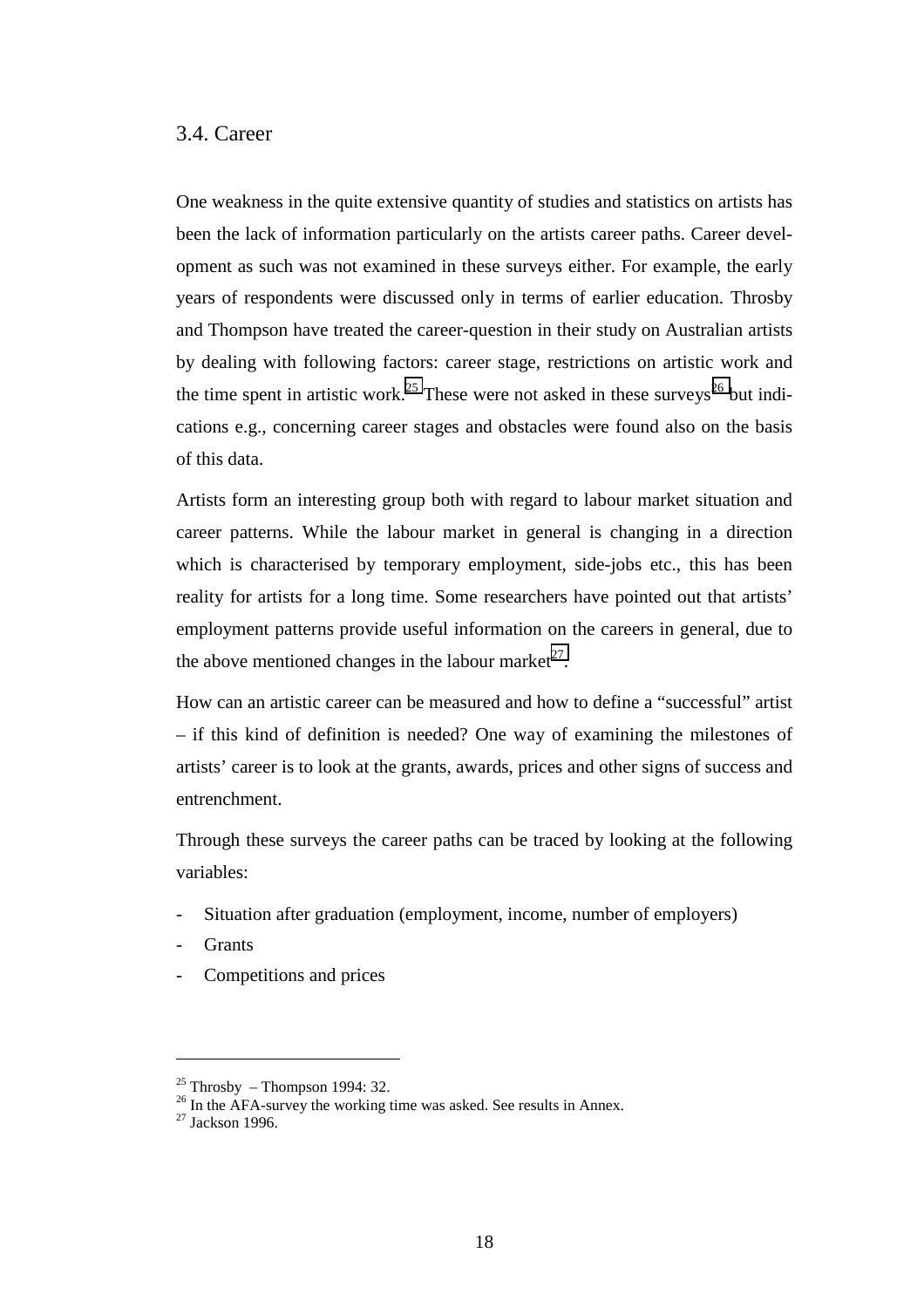## 3.4. Career

One weakness in the quite extensive quantity of studies and statistics on artists has been the lack of information particularly on the artists career paths. Career development as such was not examined in these surveys either. For example, the early years of respondents were discussed only in terms of earlier education. Throsby and Thompson have treated the career-question in their study on Australian artists by dealing with following factors: career stage, restrictions on artistic work and the time spent in artistic work.[25] These were not asked in these surveys[26] but indications e.g., concerning career stages and obstacles were found also on the basis of this data.

Artists form an interesting group both with regard to labour market situation and career patterns. While the labour market in general is changing in a direction which is characterised by temporary employment, side-jobs etc., this has been reality for artists for a long time. Some researchers have pointed out that artists' employment patterns provide useful information on the careers in general, due to the above mentioned changes in the labour market[27].

How can an artistic career can be measured and how to define a "successful" artist – if this kind of definition is needed? One way of examining the milestones of artists' career is to look at the grants, awards, prices and other signs of success and entrenchment.

Through these surveys the career paths can be traced by looking at the following variables:

- Situation after graduation (employment, income, number of employers)
- Grants
- Competitions and prices

---

[25] Throsby – Thompson 1994: 32.

[26] In the AFA-survey the working time was asked. See results in Annex.

[27] Jackson 1996.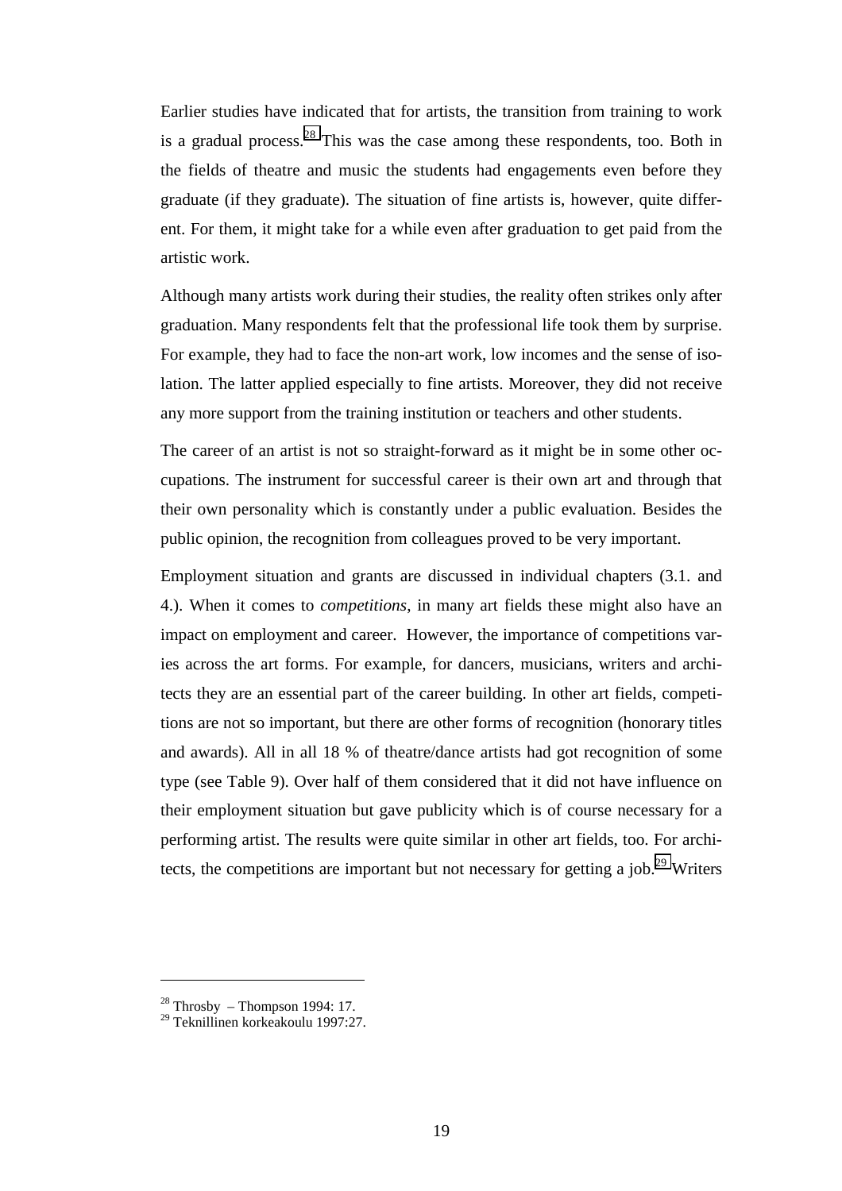Earlier studies have indicated that for artists, the transition from training to work is a gradual process.[28] This was the case among these respondents, too. Both in the fields of theatre and music the students had engagements even before they graduate (if they graduate). The situation of fine artists is, however, quite different. For them, it might take for a while even after graduation to get paid from the artistic work.

Although many artists work during their studies, the reality often strikes only after graduation. Many respondents felt that the professional life took them by surprise. For example, they had to face the non-art work, low incomes and the sense of isolation. The latter applied especially to fine artists. Moreover, they did not receive any more support from the training institution or teachers and other students.

The career of an artist is not so straight-forward as it might be in some other occupations. The instrument for successful career is their own art and through that their own personality which is constantly under a public evaluation. Besides the public opinion, the recognition from colleagues proved to be very important.

Employment situation and grants are discussed in individual chapters (3.1. and 4.). When it comes to *competitions*, in many art fields these might also have an impact on employment and career. However, the importance of competitions varies across the art forms. For example, for dancers, musicians, writers and architects they are an essential part of the career building. In other art fields, competitions are not so important, but there are other forms of recognition (honorary titles and awards). All in all 18 % of theatre/dance artists had got recognition of some type (see Table 9). Over half of them considered that it did not have influence on their employment situation but gave publicity which is of course necessary for a performing artist. The results were quite similar in other art fields, too. For architects, the competitions are important but not necessary for getting a job.[29] Writers

[28] Throsby – Thompson 1994: 17.
[29] Teknillinen korkeakoulu 1997:27.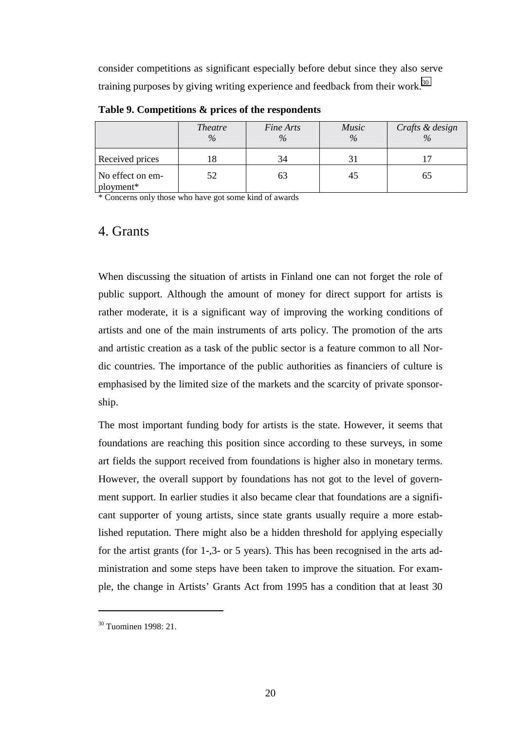consider competitions as significant especially before debut since they also serve training purposes by giving writing experience and feedback from their work.[30]

**Table 9. Competitions & prices of the respondents**

| | *Theatre* % | *Fine Arts* % | *Music* % | *Crafts & design* % |
|---|---|---|---|---|
| Received prices | 18 | 34 | 31 | 17 |
| No effect on employment* | 52 | 63 | 45 | 65 |

\* Concerns only those who have got some kind of awards

## 4. Grants

When discussing the situation of artists in Finland one can not forget the role of public support. Although the amount of money for direct support for artists is rather moderate, it is a significant way of improving the working conditions of artists and one of the main instruments of arts policy. The promotion of the arts and artistic creation as a task of the public sector is a feature common to all Nordic countries. The importance of the public authorities as financiers of culture is emphasised by the limited size of the markets and the scarcity of private sponsorship.

The most important funding body for artists is the state. However, it seems that foundations are reaching this position since according to these surveys, in some art fields the support received from foundations is higher also in monetary terms. However, the overall support by foundations has not got to the level of government support. In earlier studies it also became clear that foundations are a significant supporter of young artists, since state grants usually require a more established reputation. There might also be a hidden threshold for applying especially for the artist grants (for 1-,3- or 5 years). This has been recognised in the arts administration and some steps have been taken to improve the situation. For example, the change in Artists' Grants Act from 1995 has a condition that at least 30

[30] Tuominen 1998: 21.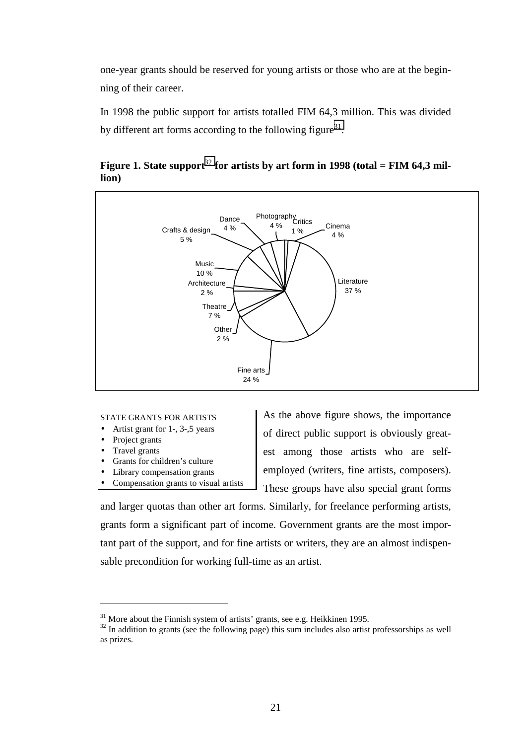one-year grants should be reserved for young artists or those who are at the beginning of their career.

In 1998 the public support for artists totalled FIM 64,3 million. This was divided by different art forms according to the following figure[31].

**Figure 1. State support[32] for artists by art form in 1998 (total = FIM 64,3 million)**

| Art form | Share |
|---|---|
| Literature | 37 % |
| Fine arts | 24 % |
| Music | 10 % |
| Theatre | 7 % |
| Crafts & design | 5 % |
| Dance | 4 % |
| Photography | 4 % |
| Cinema | 4 % |
| Architecture | 2 % |
| Other | 2 % |
| Critics | 1 % |

STATE GRANTS FOR ARTISTS

- Artist grant for 1-, 3-,5 years
- Project grants
- Travel grants
- Grants for children's culture
- Library compensation grants
- Compensation grants to visual artists

As the above figure shows, the importance of direct public support is obviously greatest among those artists who are self-employed (writers, fine artists, composers). These groups have also special grant forms and larger quotas than other art forms. Similarly, for freelance performing artists, grants form a significant part of income. Government grants are the most important part of the support, and for fine artists or writers, they are an almost indispensable precondition for working full-time as an artist.

[31] More about the Finnish system of artists' grants, see e.g. Heikkinen 1995.

[32] In addition to grants (see the following page) this sum includes also artist professorships as well as prizes.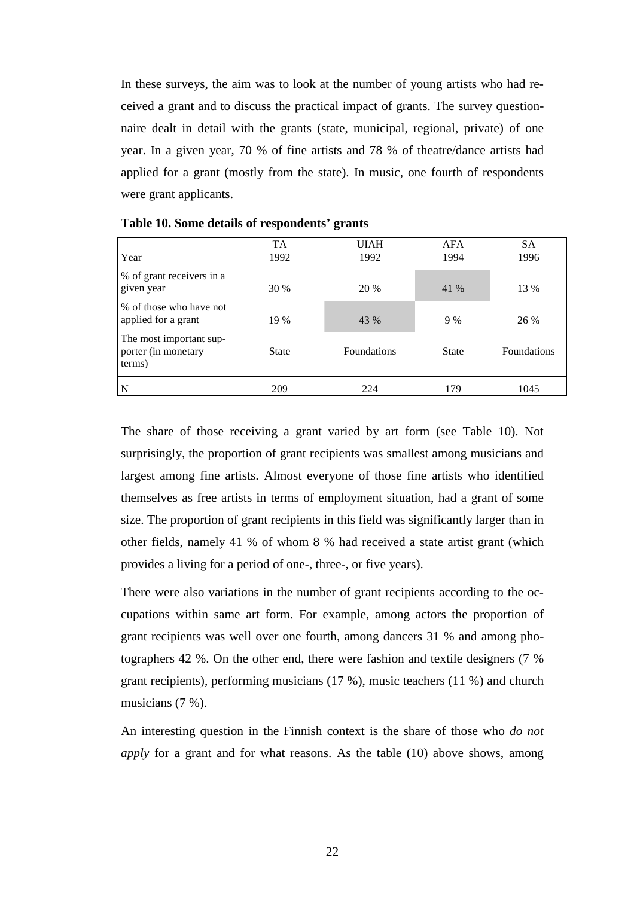In these surveys, the aim was to look at the number of young artists who had received a grant and to discuss the practical impact of grants. The survey questionnaire dealt in detail with the grants (state, municipal, regional, private) of one year. In a given year, 70 % of fine artists and 78 % of theatre/dance artists had applied for a grant (mostly from the state). In music, one fourth of respondents were grant applicants.

**Table 10. Some details of respondents' grants**

| | TA | UIAH | AFA | SA |
|---|---|---|---|---|
| Year | 1992 | 1992 | 1994 | 1996 |
| % of grant receivers in a given year | 30 % | 20 % | 41 % | 13 % |
| % of those who have not applied for a grant | 19 % | 43 % | 9 % | 26 % |
| The most important supporter (in monetary terms) | State | Foundations | State | Foundations |
| N | 209 | 224 | 179 | 1045 |

The share of those receiving a grant varied by art form (see Table 10). Not surprisingly, the proportion of grant recipients was smallest among musicians and largest among fine artists. Almost everyone of those fine artists who identified themselves as free artists in terms of employment situation, had a grant of some size. The proportion of grant recipients in this field was significantly larger than in other fields, namely 41 % of whom 8 % had received a state artist grant (which provides a living for a period of one-, three-, or five years).

There were also variations in the number of grant recipients according to the occupations within same art form. For example, among actors the proportion of grant recipients was well over one fourth, among dancers 31 % and among photographers 42 %. On the other end, there were fashion and textile designers (7 % grant recipients), performing musicians (17 %), music teachers (11 %) and church musicians (7 %).

An interesting question in the Finnish context is the share of those who *do not apply* for a grant and for what reasons. As the table (10) above shows, among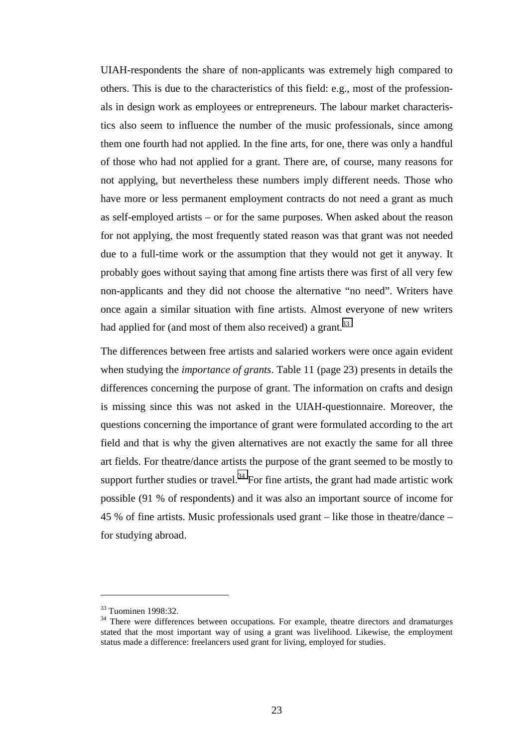UIAH-respondents the share of non-applicants was extremely high compared to others. This is due to the characteristics of this field: e.g., most of the professionals in design work as employees or entrepreneurs. The labour market characteristics also seem to influence the number of the music professionals, since among them one fourth had not applied. In the fine arts, for one, there was only a handful of those who had not applied for a grant. There are, of course, many reasons for not applying, but nevertheless these numbers imply different needs. Those who have more or less permanent employment contracts do not need a grant as much as self-employed artists – or for the same purposes. When asked about the reason for not applying, the most frequently stated reason was that grant was not needed due to a full-time work or the assumption that they would not get it anyway. It probably goes without saying that among fine artists there was first of all very few non-applicants and they did not choose the alternative "no need". Writers have once again a similar situation with fine artists. Almost everyone of new writers had applied for (and most of them also received) a grant.[33]

The differences between free artists and salaried workers were once again evident when studying the *importance of grants*. Table 11 (page 23) presents in details the differences concerning the purpose of grant. The information on crafts and design is missing since this was not asked in the UIAH-questionnaire. Moreover, the questions concerning the importance of grant were formulated according to the art field and that is why the given alternatives are not exactly the same for all three art fields. For theatre/dance artists the purpose of the grant seemed to be mostly to support further studies or travel.[34] For fine artists, the grant had made artistic work possible (91 % of respondents) and it was also an important source of income for 45 % of fine artists. Music professionals used grant – like those in theatre/dance – for studying abroad.

---

[33] Tuominen 1998:32.

[34] There were differences between occupations. For example, theatre directors and dramaturges stated that the most important way of using a grant was livelihood. Likewise, the employment status made a difference: freelancers used grant for living, employed for studies.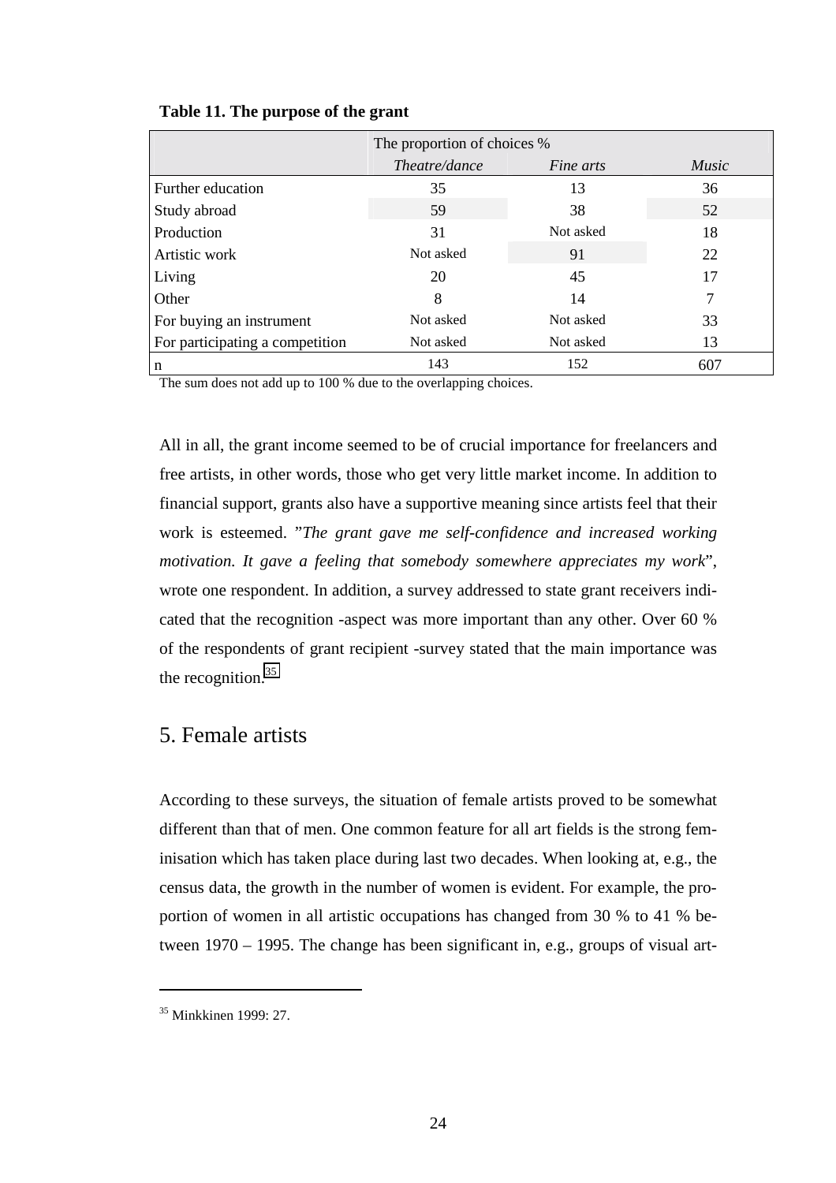**Table 11. The purpose of the grant**

| | The proportion of choices % | | |
|---|---|---|---|
| | *Theatre/dance* | *Fine arts* | *Music* |
| Further education | 35 | 13 | 36 |
| Study abroad | 59 | 38 | 52 |
| Production | 31 | Not asked | 18 |
| Artistic work | Not asked | 91 | 22 |
| Living | 20 | 45 | 17 |
| Other | 8 | 14 | 7 |
| For buying an instrument | Not asked | Not asked | 33 |
| For participating a competition | Not asked | Not asked | 13 |
| n | 143 | 152 | 607 |

The sum does not add up to 100 % due to the overlapping choices.

All in all, the grant income seemed to be of crucial importance for freelancers and free artists, in other words, those who get very little market income. In addition to financial support, grants also have a supportive meaning since artists feel that their work is esteemed. "*The grant gave me self-confidence and increased working motivation. It gave a feeling that somebody somewhere appreciates my work*", wrote one respondent. In addition, a survey addressed to state grant receivers indicated that the recognition -aspect was more important than any other. Over 60 % of the respondents of grant recipient -survey stated that the main importance was the recognition.[35]

## 5. Female artists

According to these surveys, the situation of female artists proved to be somewhat different than that of men. One common feature for all art fields is the strong feminisation which has taken place during last two decades. When looking at, e.g., the census data, the growth in the number of women is evident. For example, the proportion of women in all artistic occupations has changed from 30 % to 41 % between 1970 – 1995. The change has been significant in, e.g., groups of visual art-

[35] Minkkinen 1999: 27.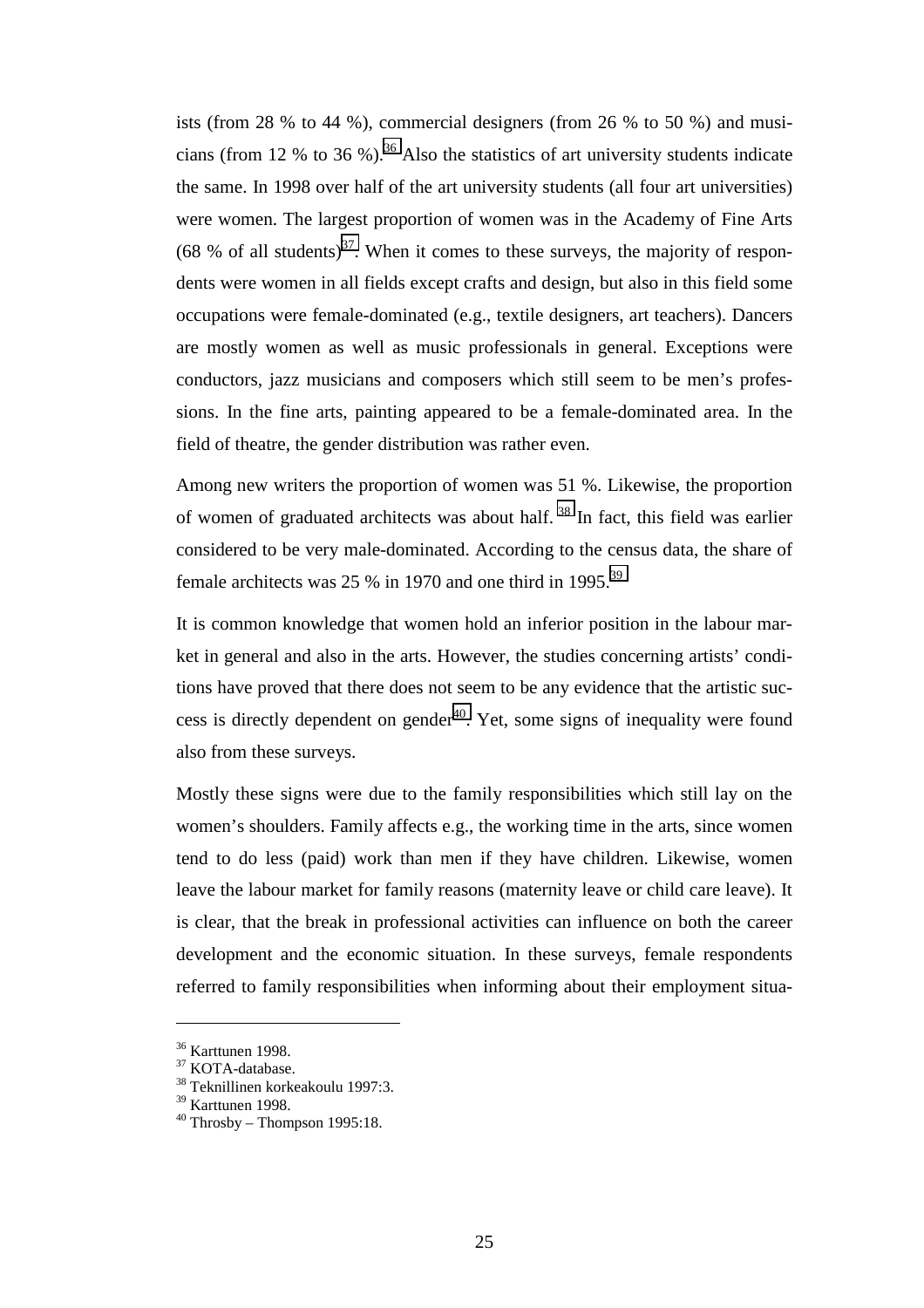ists (from 28 % to 44 %), commercial designers (from 26 % to 50 %) and musicians (from 12 % to 36 %).[36] Also the statistics of art university students indicate the same. In 1998 over half of the art university students (all four art universities) were women. The largest proportion of women was in the Academy of Fine Arts (68 % of all students)[37]. When it comes to these surveys, the majority of respondents were women in all fields except crafts and design, but also in this field some occupations were female-dominated (e.g., textile designers, art teachers). Dancers are mostly women as well as music professionals in general. Exceptions were conductors, jazz musicians and composers which still seem to be men's professions. In the fine arts, painting appeared to be a female-dominated area. In the field of theatre, the gender distribution was rather even.

Among new writers the proportion of women was 51 %. Likewise, the proportion of women of graduated architects was about half. [38] In fact, this field was earlier considered to be very male-dominated. According to the census data, the share of female architects was 25 % in 1970 and one third in 1995.[39]

It is common knowledge that women hold an inferior position in the labour market in general and also in the arts. However, the studies concerning artists' conditions have proved that there does not seem to be any evidence that the artistic success is directly dependent on gender[40]. Yet, some signs of inequality were found also from these surveys.

Mostly these signs were due to the family responsibilities which still lay on the women's shoulders. Family affects e.g., the working time in the arts, since women tend to do less (paid) work than men if they have children. Likewise, women leave the labour market for family reasons (maternity leave or child care leave). It is clear, that the break in professional activities can influence on both the career development and the economic situation. In these surveys, female respondents referred to family responsibilities when informing about their employment situa-

---

[36] Karttunen 1998.
[37] KOTA-database.
[38] Teknillinen korkeakoulu 1997:3.
[39] Karttunen 1998.
[40] Throsby – Thompson 1995:18.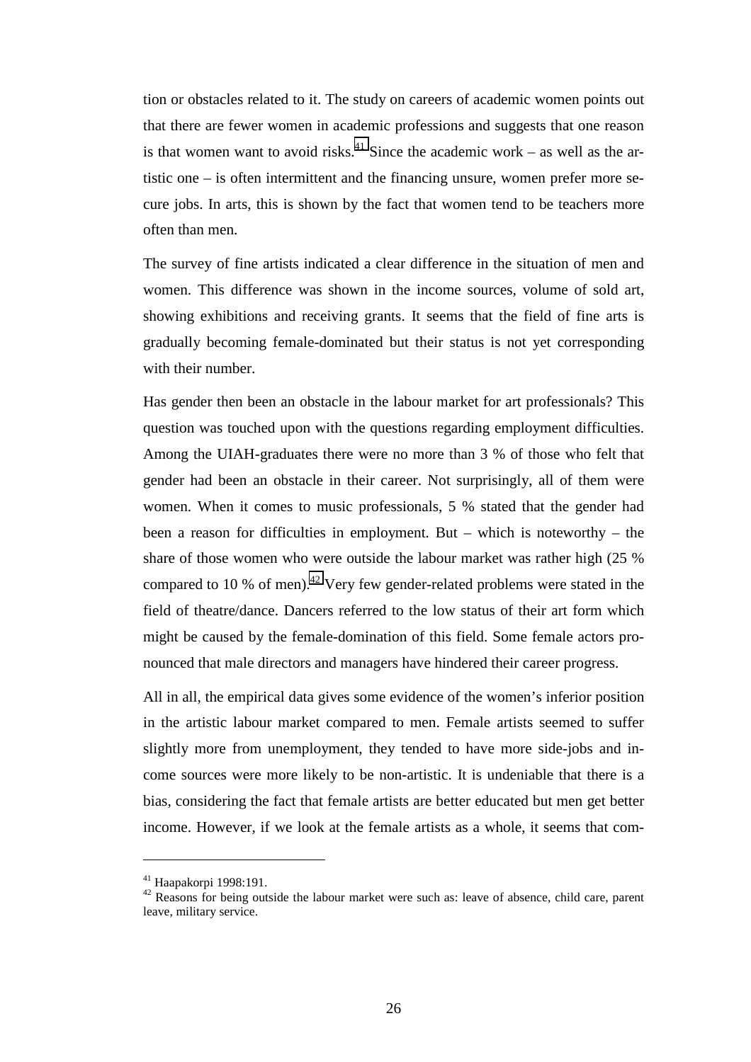tion or obstacles related to it. The study on careers of academic women points out that there are fewer women in academic professions and suggests that one reason is that women want to avoid risks.[41] Since the academic work – as well as the artistic one – is often intermittent and the financing unsure, women prefer more secure jobs. In arts, this is shown by the fact that women tend to be teachers more often than men.

The survey of fine artists indicated a clear difference in the situation of men and women. This difference was shown in the income sources, volume of sold art, showing exhibitions and receiving grants. It seems that the field of fine arts is gradually becoming female-dominated but their status is not yet corresponding with their number.

Has gender then been an obstacle in the labour market for art professionals? This question was touched upon with the questions regarding employment difficulties. Among the UIAH-graduates there were no more than 3 % of those who felt that gender had been an obstacle in their career. Not surprisingly, all of them were women. When it comes to music professionals, 5 % stated that the gender had been a reason for difficulties in employment. But – which is noteworthy – the share of those women who were outside the labour market was rather high (25 % compared to 10 % of men).[42] Very few gender-related problems were stated in the field of theatre/dance. Dancers referred to the low status of their art form which might be caused by the female-domination of this field. Some female actors pronounced that male directors and managers have hindered their career progress.

All in all, the empirical data gives some evidence of the women's inferior position in the artistic labour market compared to men. Female artists seemed to suffer slightly more from unemployment, they tended to have more side-jobs and income sources were more likely to be non-artistic. It is undeniable that there is a bias, considering the fact that female artists are better educated but men get better income. However, if we look at the female artists as a whole, it seems that com-

---

[41] Haapakorpi 1998:191.

[42] Reasons for being outside the labour market were such as: leave of absence, child care, parent leave, military service.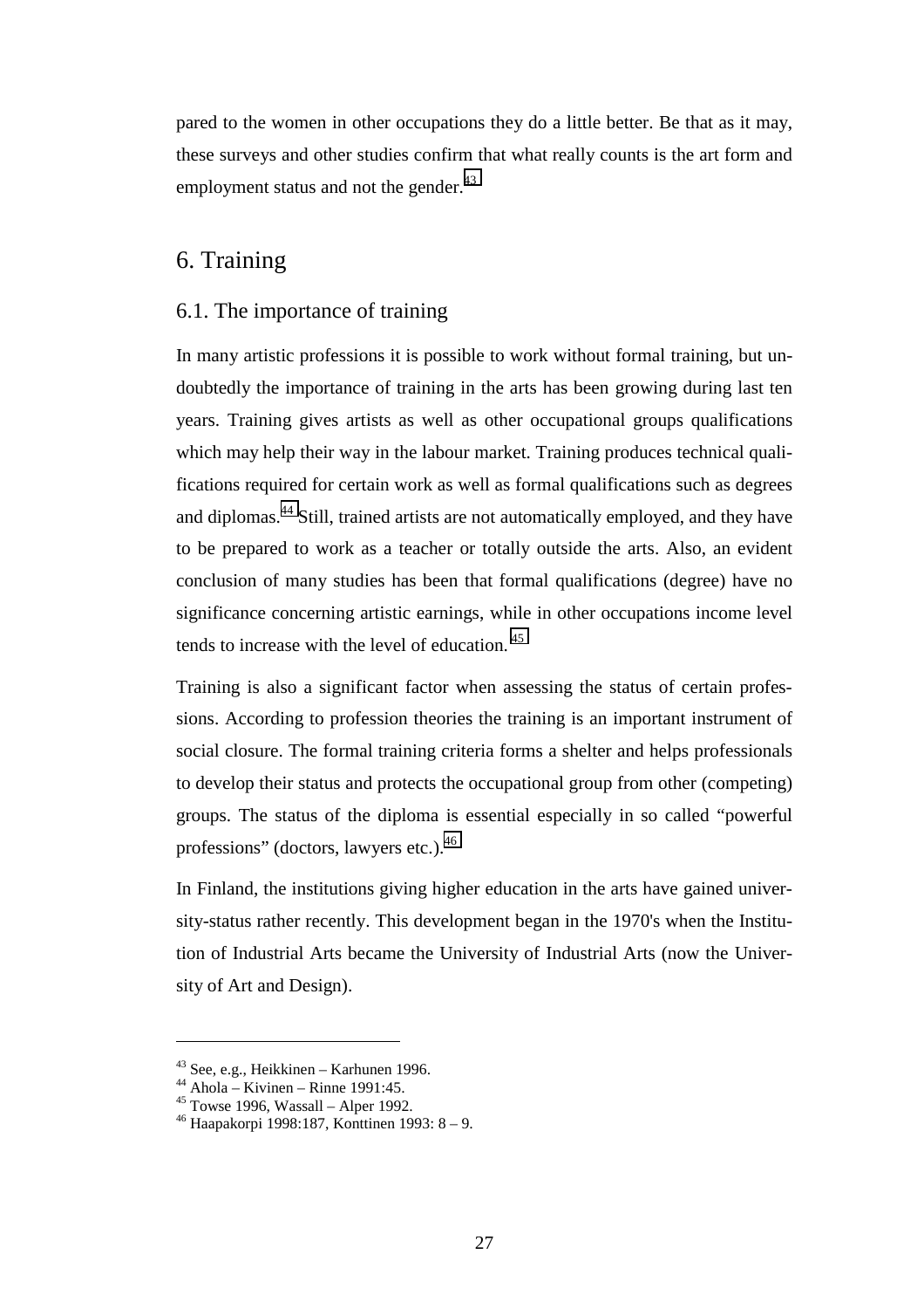pared to the women in other occupations they do a little better. Be that as it may, these surveys and other studies confirm that what really counts is the art form and employment status and not the gender.[43]

# 6. Training

## 6.1. The importance of training

In many artistic professions it is possible to work without formal training, but undoubtedly the importance of training in the arts has been growing during last ten years. Training gives artists as well as other occupational groups qualifications which may help their way in the labour market. Training produces technical qualifications required for certain work as well as formal qualifications such as degrees and diplomas.[44] Still, trained artists are not automatically employed, and they have to be prepared to work as a teacher or totally outside the arts. Also, an evident conclusion of many studies has been that formal qualifications (degree) have no significance concerning artistic earnings, while in other occupations income level tends to increase with the level of education.[45]

Training is also a significant factor when assessing the status of certain professions. According to profession theories the training is an important instrument of social closure. The formal training criteria forms a shelter and helps professionals to develop their status and protects the occupational group from other (competing) groups. The status of the diploma is essential especially in so called "powerful professions" (doctors, lawyers etc.).[46]

In Finland, the institutions giving higher education in the arts have gained university-status rather recently. This development began in the 1970's when the Institution of Industrial Arts became the University of Industrial Arts (now the University of Art and Design).

---

[43] See, e.g., Heikkinen – Karhunen 1996.
[44] Ahola – Kivinen – Rinne 1991:45.
[45] Towse 1996, Wassall – Alper 1992.
[46] Haapakorpi 1998:187, Konttinen 1993: 8 – 9.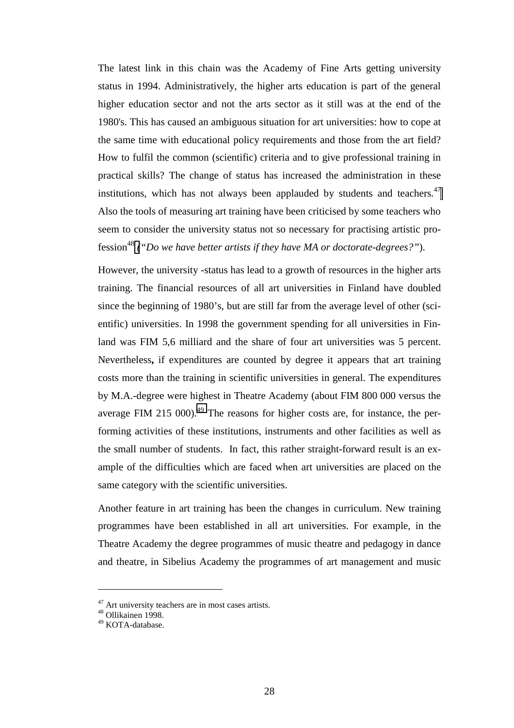The latest link in this chain was the Academy of Fine Arts getting university status in 1994. Administratively, the higher arts education is part of the general higher education sector and not the arts sector as it still was at the end of the 1980's. This has caused an ambiguous situation for art universities: how to cope at the same time with educational policy requirements and those from the art field? How to fulfil the common (scientific) criteria and to give professional training in practical skills? The change of status has increased the administration in these institutions, which has not always been applauded by students and teachers.[47] Also the tools of measuring art training have been criticised by some teachers who seem to consider the university status not so necessary for practising artistic profession[48] (*"Do we have better artists if they have MA or doctorate-degrees?"*).

However, the university -status has lead to a growth of resources in the higher arts training. The financial resources of all art universities in Finland have doubled since the beginning of 1980's, but are still far from the average level of other (scientific) universities. In 1998 the government spending for all universities in Finland was FIM 5,6 milliard and the share of four art universities was 5 percent. Nevertheless**,** if expenditures are counted by degree it appears that art training costs more than the training in scientific universities in general. The expenditures by M.A.-degree were highest in Theatre Academy (about FIM 800 000 versus the average FIM 215 000).[49] The reasons for higher costs are, for instance, the performing activities of these institutions, instruments and other facilities as well as the small number of students. In fact, this rather straight-forward result is an example of the difficulties which are faced when art universities are placed on the same category with the scientific universities.

Another feature in art training has been the changes in curriculum. New training programmes have been established in all art universities. For example, in the Theatre Academy the degree programmes of music theatre and pedagogy in dance and theatre, in Sibelius Academy the programmes of art management and music

---

[47] Art university teachers are in most cases artists.
[48] Ollikainen 1998.
[49] KOTA-database.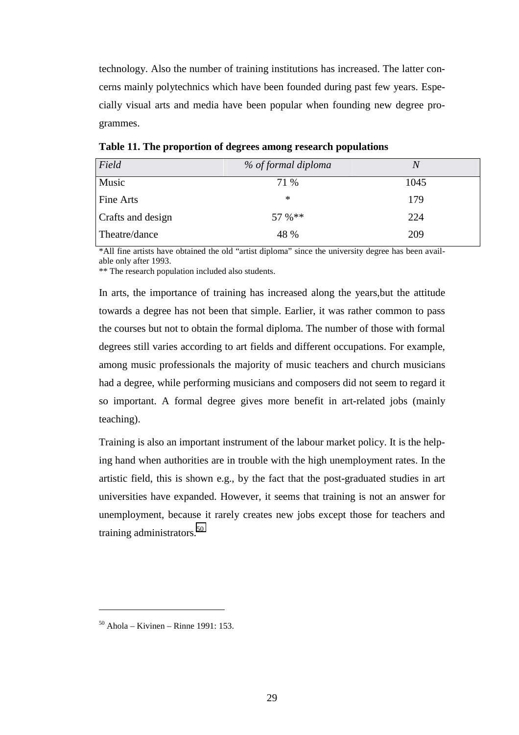technology. Also the number of training institutions has increased. The latter concerns mainly polytechnics which have been founded during past few years. Especially visual arts and media have been popular when founding new degree programmes.

**Table 11. The proportion of degrees among research populations**

| *Field* | *% of formal diploma* | *N* |
|---|---|---|
| Music | 71 % | 1045 |
| Fine Arts | * | 179 |
| Crafts and design | 57 %** | 224 |
| Theatre/dance | 48 % | 209 |

*All fine artists have obtained the old "artist diploma" since the university degree has been available only after 1993.
** The research population included also students.

In arts, the importance of training has increased along the years,but the attitude towards a degree has not been that simple. Earlier, it was rather common to pass the courses but not to obtain the formal diploma. The number of those with formal degrees still varies according to art fields and different occupations. For example, among music professionals the majority of music teachers and church musicians had a degree, while performing musicians and composers did not seem to regard it so important. A formal degree gives more benefit in art-related jobs (mainly teaching).

Training is also an important instrument of the labour market policy. It is the helping hand when authorities are in trouble with the high unemployment rates. In the artistic field, this is shown e.g., by the fact that the post-graduated studies in art universities have expanded. However, it seems that training is not an answer for unemployment, because it rarely creates new jobs except those for teachers and training administrators.[50]

[50] Ahola – Kivinen – Rinne 1991: 153.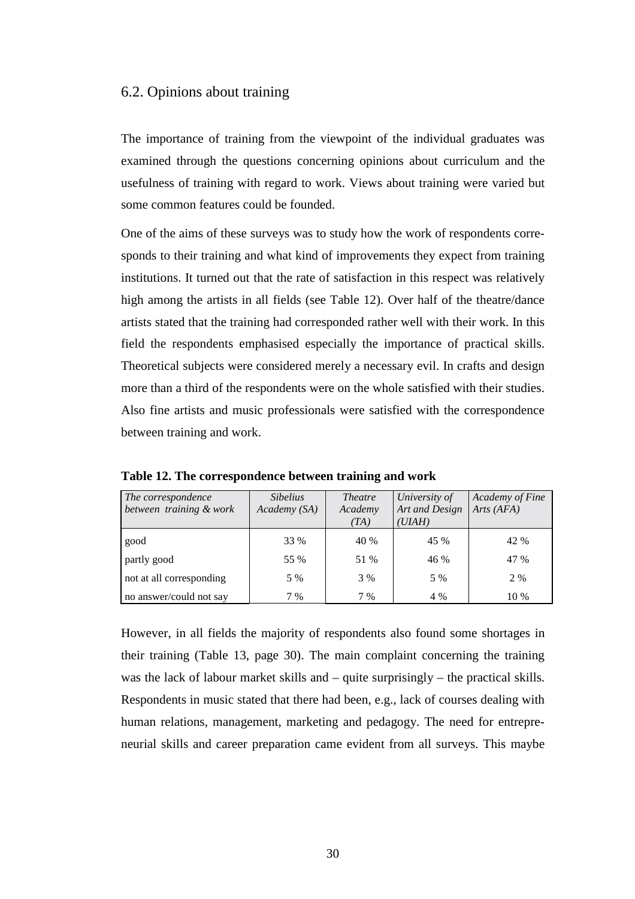## 6.2. Opinions about training

The importance of training from the viewpoint of the individual graduates was examined through the questions concerning opinions about curriculum and the usefulness of training with regard to work. Views about training were varied but some common features could be founded.

One of the aims of these surveys was to study how the work of respondents corresponds to their training and what kind of improvements they expect from training institutions. It turned out that the rate of satisfaction in this respect was relatively high among the artists in all fields (see Table 12). Over half of the theatre/dance artists stated that the training had corresponded rather well with their work. In this field the respondents emphasised especially the importance of practical skills. Theoretical subjects were considered merely a necessary evil. In crafts and design more than a third of the respondents were on the whole satisfied with their studies. Also fine artists and music professionals were satisfied with the correspondence between training and work.

**Table 12. The correspondence between training and work**

| *The correspondence between training & work* | *Sibelius Academy (SA)* | *Theatre Academy (TA)* | *University of Art and Design (UIAH)* | *Academy of Fine Arts (AFA)* |
|---|---|---|---|---|
| good | 33 % | 40 % | 45 % | 42 % |
| partly good | 55 % | 51 % | 46 % | 47 % |
| not at all corresponding | 5 % | 3 % | 5 % | 2 % |
| no answer/could not say | 7 % | 7 % | 4 % | 10 % |

However, in all fields the majority of respondents also found some shortages in their training (Table 13, page 30). The main complaint concerning the training was the lack of labour market skills and – quite surprisingly – the practical skills. Respondents in music stated that there had been, e.g., lack of courses dealing with human relations, management, marketing and pedagogy. The need for entrepreneurial skills and career preparation came evident from all surveys. This maybe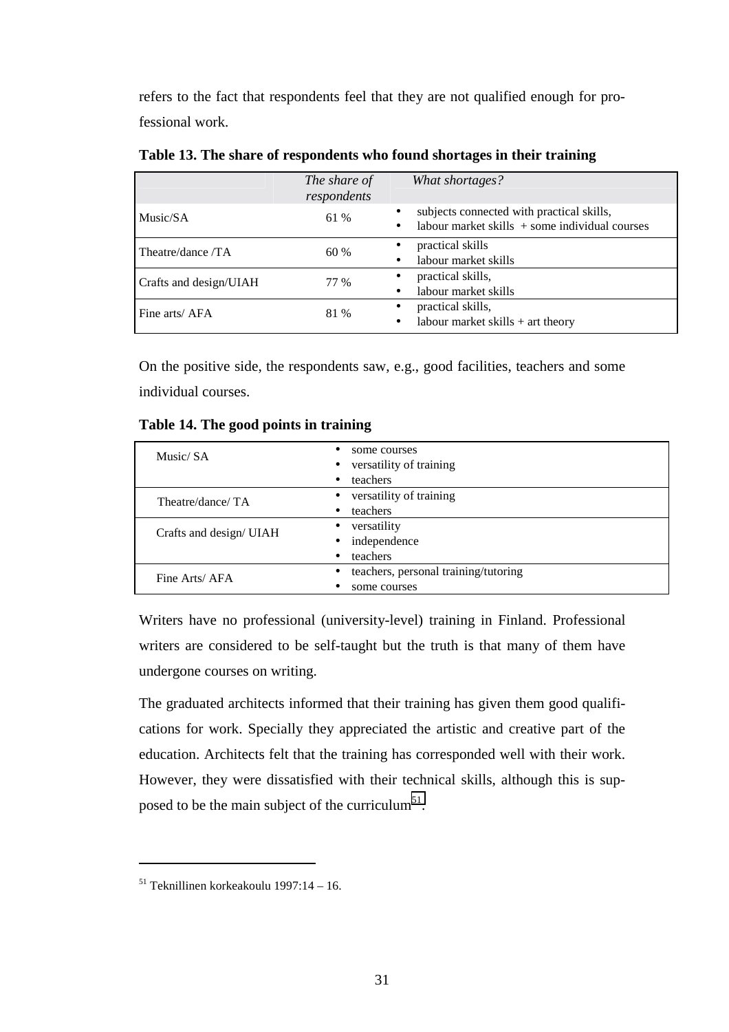refers to the fact that respondents feel that they are not qualified enough for professional work.

**Table 13. The share of respondents who found shortages in their training**

| | *The share of respondents* | *What shortages?* |
|---|---|---|
| Music/SA | 61 % | • subjects connected with practical skills,<br>• labour market skills + some individual courses |
| Theatre/dance /TA | 60 % | • practical skills<br>• labour market skills |
| Crafts and design/UIAH | 77 % | • practical skills,<br>• labour market skills |
| Fine arts/ AFA | 81 % | • practical skills,<br>• labour market skills + art theory |

On the positive side, the respondents saw, e.g., good facilities, teachers and some individual courses.

**Table 14. The good points in training**

| | |
|---|---|
| Music/ SA | • some courses<br>• versatility of training<br>• teachers |
| Theatre/dance/ TA | • versatility of training<br>• teachers |
| Crafts and design/ UIAH | • versatility<br>• independence<br>• teachers |
| Fine Arts/ AFA | • teachers, personal training/tutoring<br>• some courses |

Writers have no professional (university-level) training in Finland. Professional writers are considered to be self-taught but the truth is that many of them have undergone courses on writing.

The graduated architects informed that their training has given them good qualifications for work. Specially they appreciated the artistic and creative part of the education. Architects felt that the training has corresponded well with their work. However, they were dissatisfied with their technical skills, although this is supposed to be the main subject of the curriculum[51].

---

[51] Teknillinen korkeakoulu 1997:14 – 16.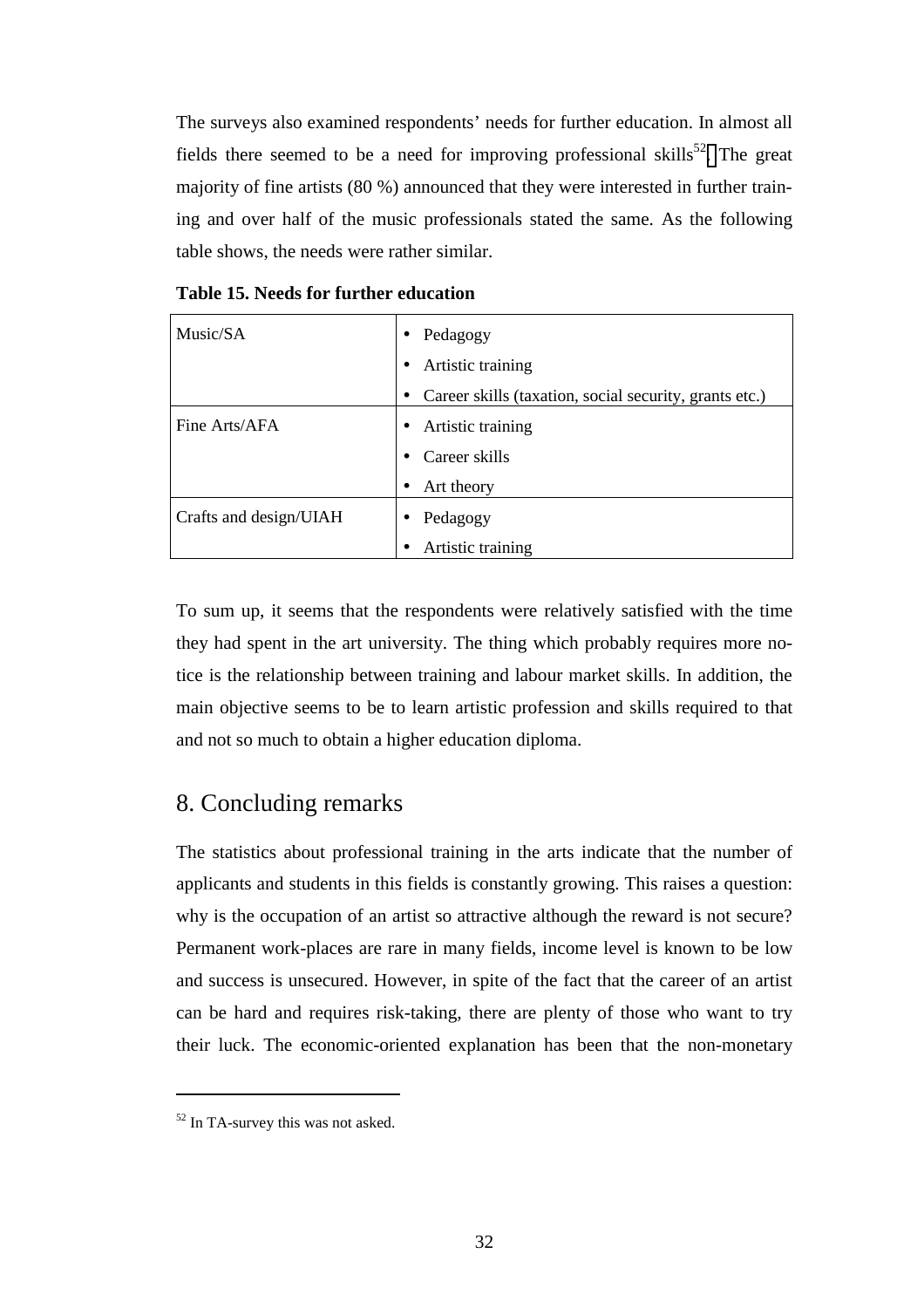The surveys also examined respondents' needs for further education. In almost all fields there seemed to be a need for improving professional skills[52]. The great majority of fine artists (80 %) announced that they were interested in further training and over half of the music professionals stated the same. As the following table shows, the needs were rather similar.

**Table 15. Needs for further education**

| | |
|---|---|
| Music/SA | • Pedagogy<br>• Artistic training<br>• Career skills (taxation, social security, grants etc.) |
| Fine Arts/AFA | • Artistic training<br>• Career skills<br>• Art theory |
| Crafts and design/UIAH | • Pedagogy<br>• Artistic training |

To sum up, it seems that the respondents were relatively satisfied with the time they had spent in the art university. The thing which probably requires more notice is the relationship between training and labour market skills. In addition, the main objective seems to be to learn artistic profession and skills required to that and not so much to obtain a higher education diploma.

## 8. Concluding remarks

The statistics about professional training in the arts indicate that the number of applicants and students in this fields is constantly growing. This raises a question: why is the occupation of an artist so attractive although the reward is not secure? Permanent work-places are rare in many fields, income level is known to be low and success is unsecured. However, in spite of the fact that the career of an artist can be hard and requires risk-taking, there are plenty of those who want to try their luck. The economic-oriented explanation has been that the non-monetary

[52] In TA-survey this was not asked.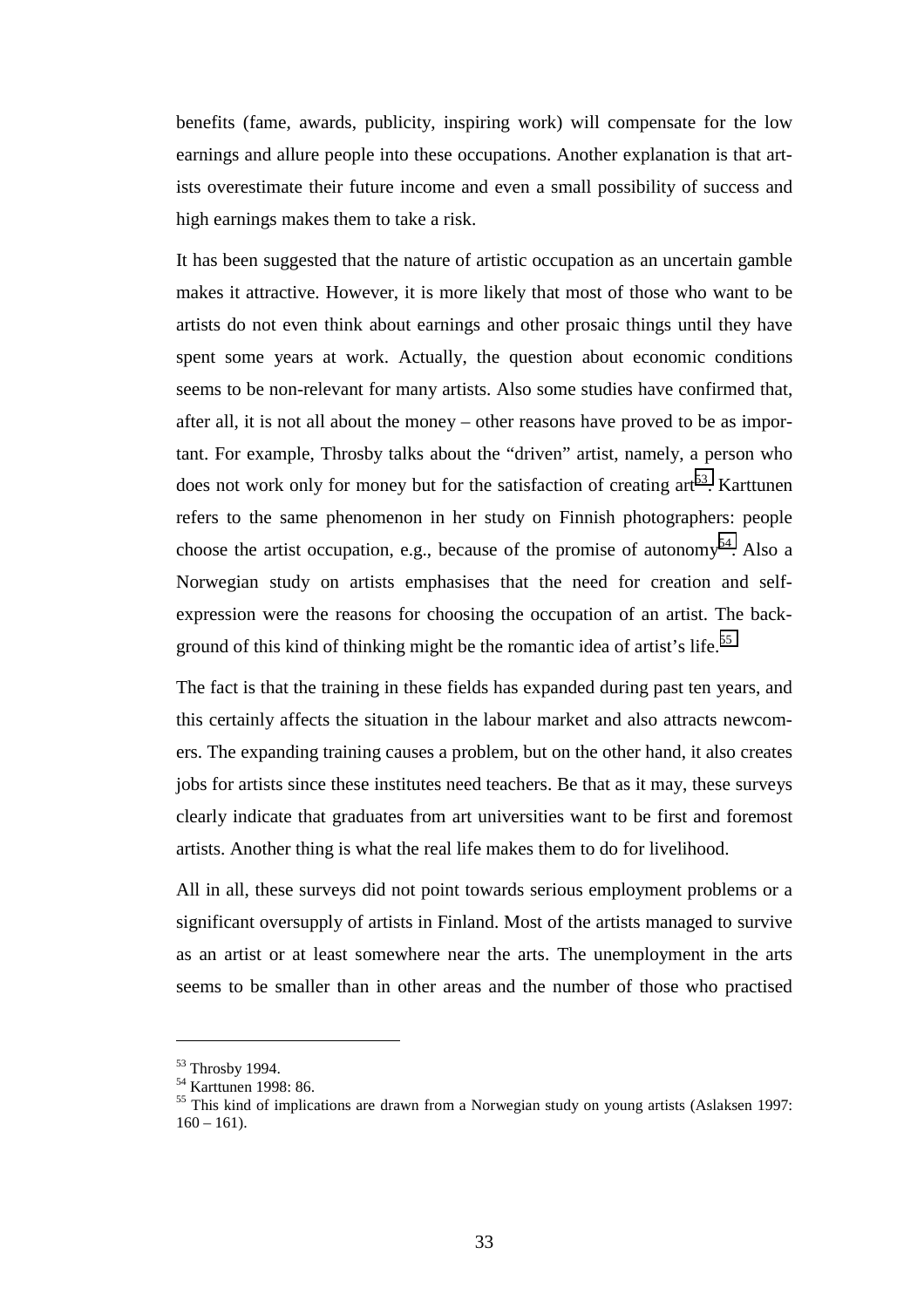benefits (fame, awards, publicity, inspiring work) will compensate for the low earnings and allure people into these occupations. Another explanation is that artists overestimate their future income and even a small possibility of success and high earnings makes them to take a risk.

It has been suggested that the nature of artistic occupation as an uncertain gamble makes it attractive. However, it is more likely that most of those who want to be artists do not even think about earnings and other prosaic things until they have spent some years at work. Actually, the question about economic conditions seems to be non-relevant for many artists. Also some studies have confirmed that, after all, it is not all about the money – other reasons have proved to be as important. For example, Throsby talks about the "driven" artist, namely, a person who does not work only for money but for the satisfaction of creating art[53]. Karttunen refers to the same phenomenon in her study on Finnish photographers: people choose the artist occupation, e.g., because of the promise of autonomy[54]. Also a Norwegian study on artists emphasises that the need for creation and self-expression were the reasons for choosing the occupation of an artist. The background of this kind of thinking might be the romantic idea of artist's life.[55]

The fact is that the training in these fields has expanded during past ten years, and this certainly affects the situation in the labour market and also attracts newcomers. The expanding training causes a problem, but on the other hand, it also creates jobs for artists since these institutes need teachers. Be that as it may, these surveys clearly indicate that graduates from art universities want to be first and foremost artists. Another thing is what the real life makes them to do for livelihood.

All in all, these surveys did not point towards serious employment problems or a significant oversupply of artists in Finland. Most of the artists managed to survive as an artist or at least somewhere near the arts. The unemployment in the arts seems to be smaller than in other areas and the number of those who practised

---

[53] Throsby 1994.

[54] Karttunen 1998: 86.

[55] This kind of implications are drawn from a Norwegian study on young artists (Aslaksen 1997: 160 – 161).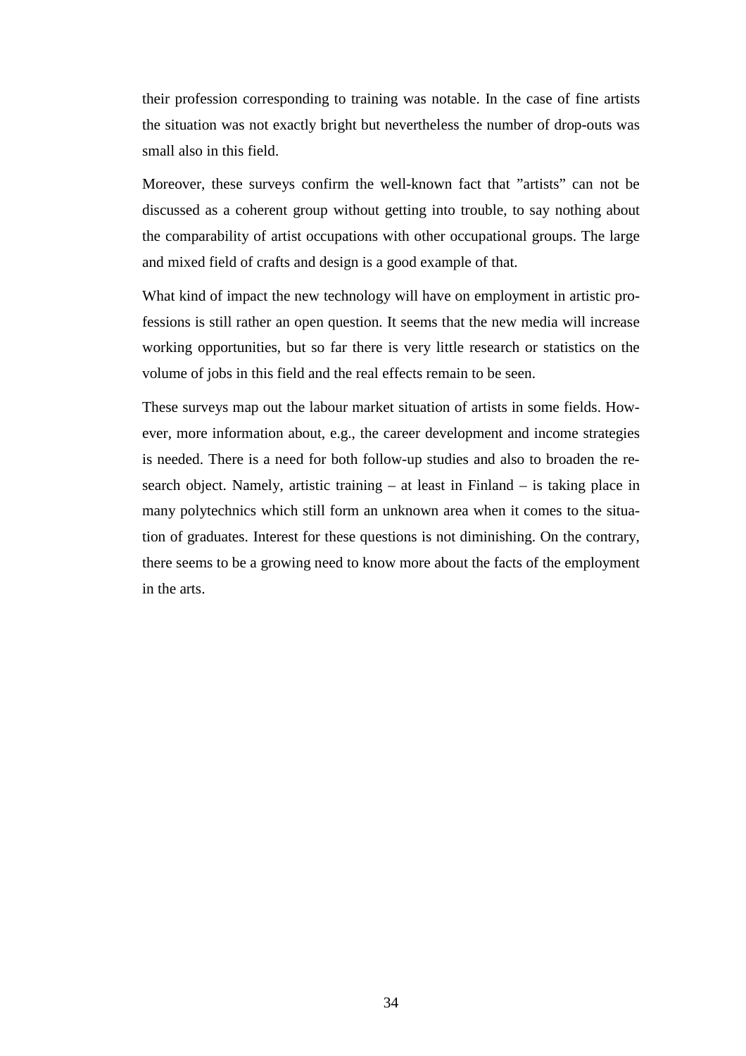their profession corresponding to training was notable. In the case of fine artists the situation was not exactly bright but nevertheless the number of drop-outs was small also in this field.

Moreover, these surveys confirm the well-known fact that ”artists” can not be discussed as a coherent group without getting into trouble, to say nothing about the comparability of artist occupations with other occupational groups. The large and mixed field of crafts and design is a good example of that.

What kind of impact the new technology will have on employment in artistic professions is still rather an open question. It seems that the new media will increase working opportunities, but so far there is very little research or statistics on the volume of jobs in this field and the real effects remain to be seen.

These surveys map out the labour market situation of artists in some fields. However, more information about, e.g., the career development and income strategies is needed. There is a need for both follow-up studies and also to broaden the research object. Namely, artistic training – at least in Finland – is taking place in many polytechnics which still form an unknown area when it comes to the situation of graduates. Interest for these questions is not diminishing. On the contrary, there seems to be a growing need to know more about the facts of the employment in the arts.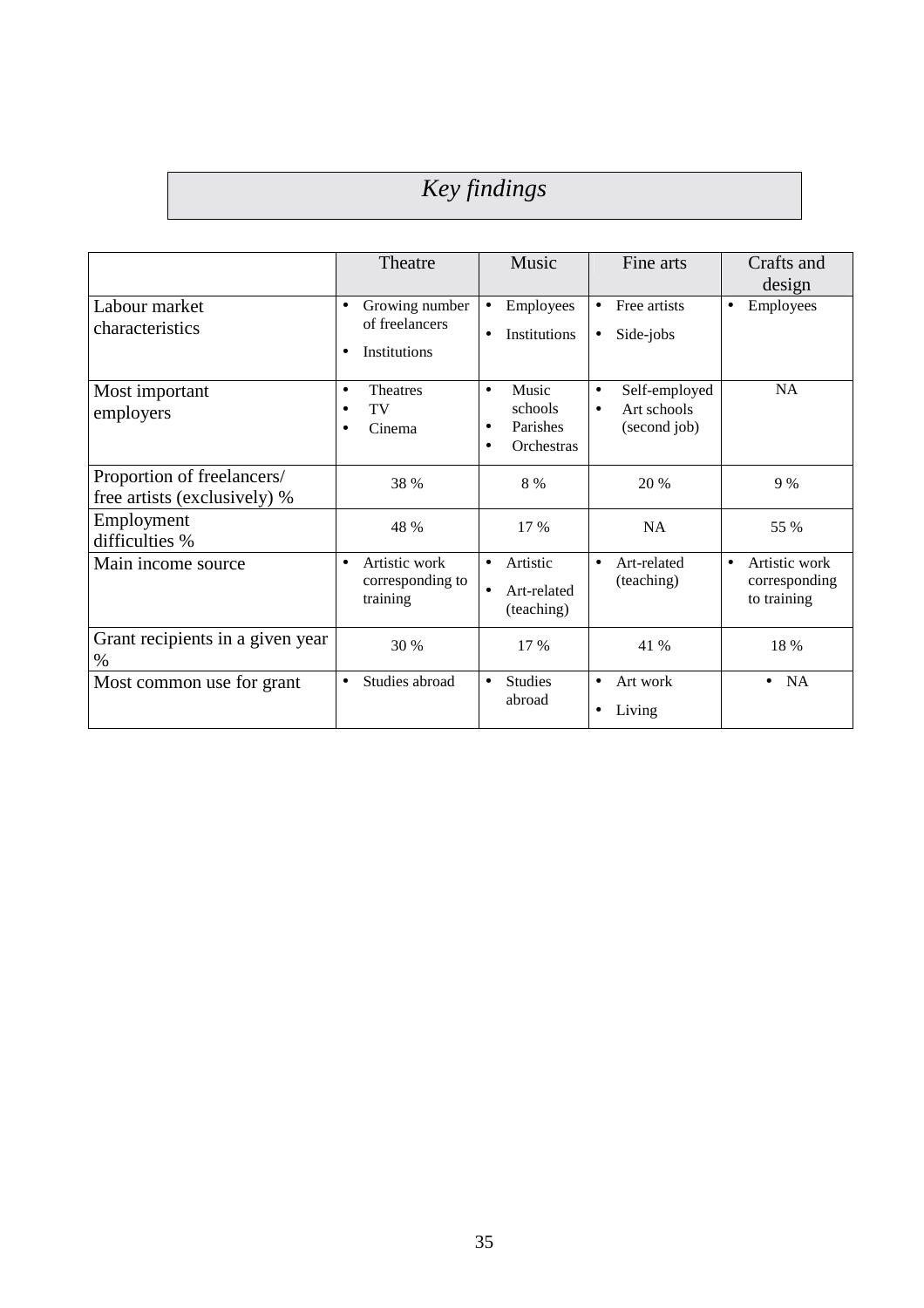*Key findings*

| | Theatre | Music | Fine arts | Crafts and design |
|---|---|---|---|---|
| Labour market characteristics | • Growing number of freelancers<br>• Institutions | • Employees<br>• Institutions | • Free artists<br>• Side-jobs | • Employees |
| Most important employers | • Theatres<br>• TV<br>• Cinema | • Music schools<br>• Parishes<br>• Orchestras | • Self-employed<br>• Art schools (second job) | NA |
| Proportion of freelancers/ free artists (exclusively) % | 38 % | 8 % | 20 % | 9 % |
| Employment difficulties % | 48 % | 17 % | NA | 55 % |
| Main income source | • Artistic work corresponding to training | • Artistic<br>• Art-related (teaching) | • Art-related (teaching) | • Artistic work corresponding to training |
| Grant recipients in a given year % | 30 % | 17 % | 41 % | 18 % |
| Most common use for grant | • Studies abroad | • Studies abroad | • Art work<br>• Living | • NA |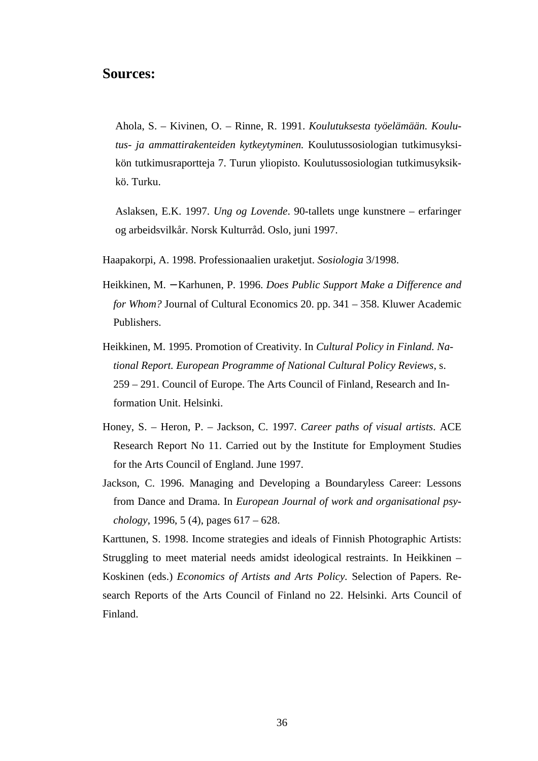## Sources:

Ahola, S. – Kivinen, O. – Rinne, R. 1991. *Koulutuksesta työelämään. Koulutus- ja ammattirakenteiden kytkeytyminen.* Koulutussosiologian tutkimusyksikön tutkimusraportteja 7. Turun yliopisto. Koulutussosiologian tutkimusyksikkö. Turku.

Aslaksen, E.K. 1997. *Ung og Lovende*. 90-tallets unge kunstnere – erfaringer og arbeidsvilkår. Norsk Kulturråd. Oslo, juni 1997.

Haapakorpi, A. 1998. Professionaalien uraketjut. *Sosiologia* 3/1998.

Heikkinen, M. – Karhunen, P. 1996. *Does Public Support Make a Difference and for Whom?* Journal of Cultural Economics 20. pp. 341 – 358. Kluwer Academic Publishers.

Heikkinen, M. 1995. Promotion of Creativity. In *Cultural Policy in Finland. National Report. European Programme of National Cultural Policy Reviews*, s. 259 – 291. Council of Europe. The Arts Council of Finland, Research and Information Unit. Helsinki.

Honey, S. – Heron, P. – Jackson, C. 1997. *Career paths of visual artists*. ACE Research Report No 11. Carried out by the Institute for Employment Studies for the Arts Council of England. June 1997.

Jackson, C. 1996. Managing and Developing a Boundaryless Career: Lessons from Dance and Drama. In *European Journal of work and organisational psychology*, 1996, 5 (4), pages 617 – 628.

Karttunen, S. 1998. Income strategies and ideals of Finnish Photographic Artists: Struggling to meet material needs amidst ideological restraints. In Heikkinen – Koskinen (eds.) *Economics of Artists and Arts Policy.* Selection of Papers. Research Reports of the Arts Council of Finland no 22. Helsinki. Arts Council of Finland.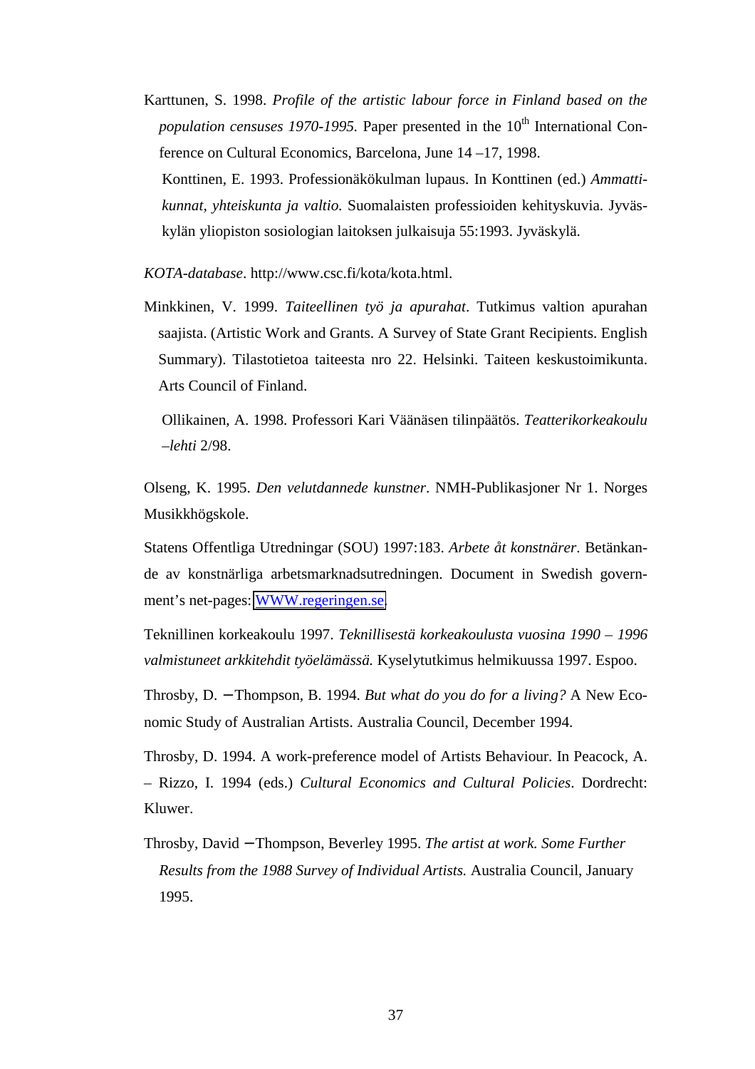Karttunen, S. 1998. *Profile of the artistic labour force in Finland based on the population censuses 1970-1995.* Paper presented in the 10th International Conference on Cultural Economics, Barcelona, June 14 –17, 1998.

Konttinen, E. 1993. Professionäkökulman lupaus. In Konttinen (ed.) *Ammattikunnat, yhteiskunta ja valtio.* Suomalaisten professioiden kehityskuvia. Jyväskylän yliopiston sosiologian laitoksen julkaisuja 55:1993. Jyväskylä.

*KOTA-database*. http://www.csc.fi/kota/kota.html.

Minkkinen, V. 1999. *Taiteellinen työ ja apurahat*. Tutkimus valtion apurahan saajista. (Artistic Work and Grants. A Survey of State Grant Recipients. English Summary). Tilastotietoa taiteesta nro 22. Helsinki. Taiteen keskustoimikunta. Arts Council of Finland.

Ollikainen, A. 1998. Professori Kari Väänäsen tilinpäätös. *Teatterikorkeakoulu –lehti* 2/98.

Olseng, K. 1995. *Den velutdannede kunstner*. NMH-Publikasjoner Nr 1. Norges Musikkhögskole.

Statens Offentliga Utredningar (SOU) 1997:183. *Arbete åt konstnärer*. Betänkande av konstnärliga arbetsmarknadsutredningen. Document in Swedish government's net-pages: WWW.regeringen.se.

Teknillinen korkeakoulu 1997. *Teknillisestä korkeakoulusta vuosina 1990 – 1996 valmistuneet arkkitehdit työelämässä.* Kyselytutkimus helmikuussa 1997. Espoo.

Throsby, D. – Thompson, B. 1994. *But what do you do for a living?* A New Economic Study of Australian Artists. Australia Council, December 1994.

Throsby, D. 1994. A work-preference model of Artists Behaviour. In Peacock, A. – Rizzo, I. 1994 (eds.) *Cultural Economics and Cultural Policies*. Dordrecht: Kluwer.

Throsby, David – Thompson, Beverley 1995. *The artist at work. Some Further Results from the 1988 Survey of Individual Artists.* Australia Council, January 1995.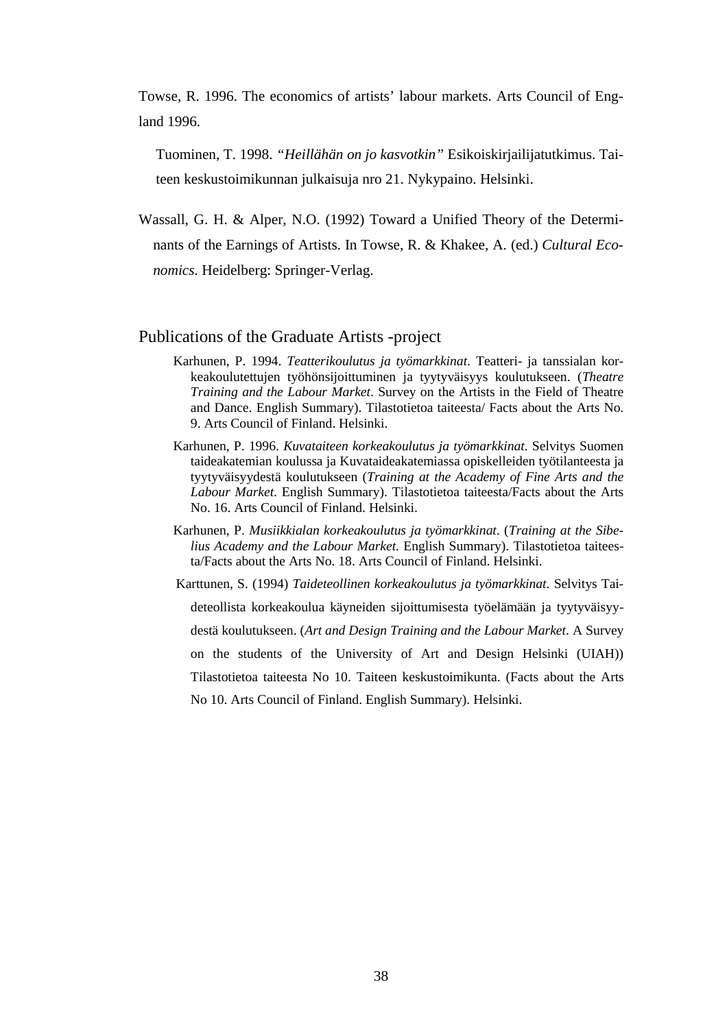Towse, R. 1996. The economics of artists' labour markets. Arts Council of England 1996.

Tuominen, T. 1998. *"Heillähän on jo kasvotkin"* Esikoiskirjailijatutkimus. Taiteen keskustoimikunnan julkaisuja nro 21. Nykypaino. Helsinki.

Wassall, G. H. & Alper, N.O. (1992) Toward a Unified Theory of the Determinants of the Earnings of Artists. In Towse, R. & Khakee, A. (ed.) *Cultural Economics.* Heidelberg: Springer-Verlag.

## Publications of the Graduate Artists -project

Karhunen, P. 1994. *Teatterikoulutus ja työmarkkinat*. Teatteri- ja tanssialan korkeakoulutettujen työhönsijoittuminen ja tyytyväisyys koulutukseen. (*Theatre Training and the Labour Market*. Survey on the Artists in the Field of Theatre and Dance. English Summary). Tilastotietoa taiteesta/ Facts about the Arts No. 9. Arts Council of Finland. Helsinki.

Karhunen, P. 1996. *Kuvataiteen korkeakoulutus ja työmarkkinat*. Selvitys Suomen taideakatemian koulussa ja Kuvataideakatemiassa opiskelleiden työtilanteesta ja tyytyväisyydestä koulutukseen (*Training at the Academy of Fine Arts and the Labour Market*. English Summary). Tilastotietoa taiteesta/Facts about the Arts No. 16. Arts Council of Finland. Helsinki.

Karhunen, P. *Musiikkialan korkeakoulutus ja työmarkkinat*. (*Training at the Sibelius Academy and the Labour Market.* English Summary). Tilastotietoa taiteesta/Facts about the Arts No. 18. Arts Council of Finland. Helsinki.

Karttunen, S. (1994) *Taideteollinen korkeakoulutus ja työmarkkinat*. Selvitys Taideteollista korkeakoulua käyneiden sijoittumisesta työelämään ja tyytyväisyydestä koulutukseen. (*Art and Design Training and the Labour Market*. A Survey on the students of the University of Art and Design Helsinki (UIAH)) Tilastotietoa taiteesta No 10. Taiteen keskustoimikunta. (Facts about the Arts No 10. Arts Council of Finland. English Summary). Helsinki.